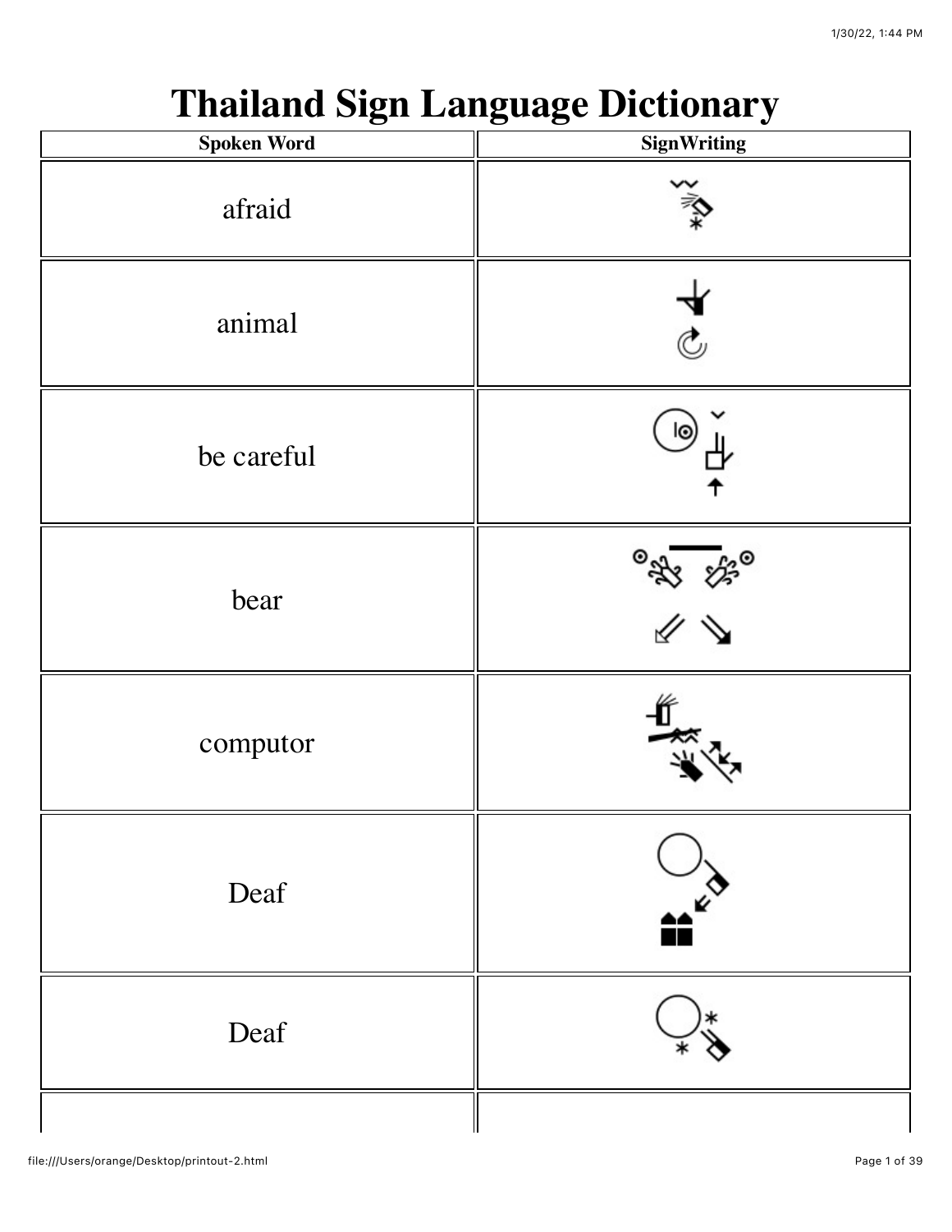# Thailand Sign Language Dictionary

| Spoken Word | SignWriting |
| --- | --- |
| afraid | |
| animal | |
| be careful | |
| bear | |
| computor | |
| Deaf | |
| Deaf | |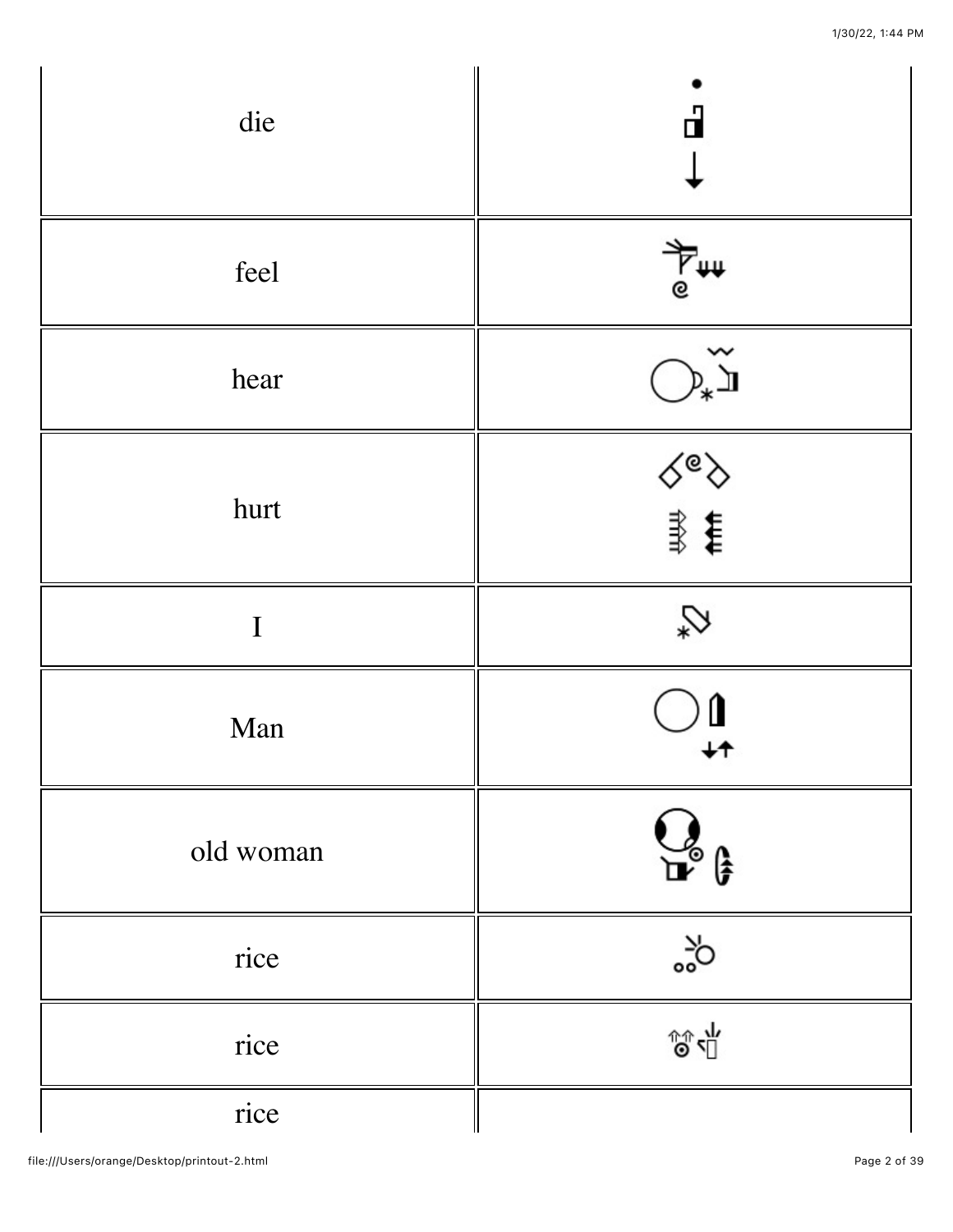| | |
|---|---|
| die | |
| feel | |
| hear | |
| hurt | |
| I | |
| Man | |
| old woman | |
| rice | |
| rice | |
| rice | |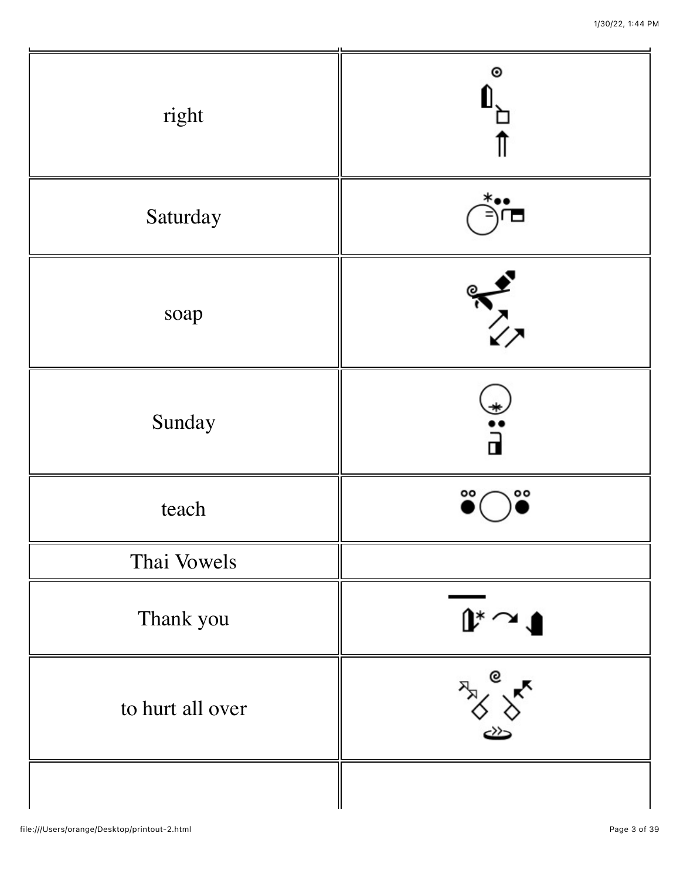| | |
|---|---|
| right | |
| Saturday | |
| soap | |
| Sunday | |
| teach | |
| Thai Vowels | |
| Thank you | |
| to hurt all over | |
| | |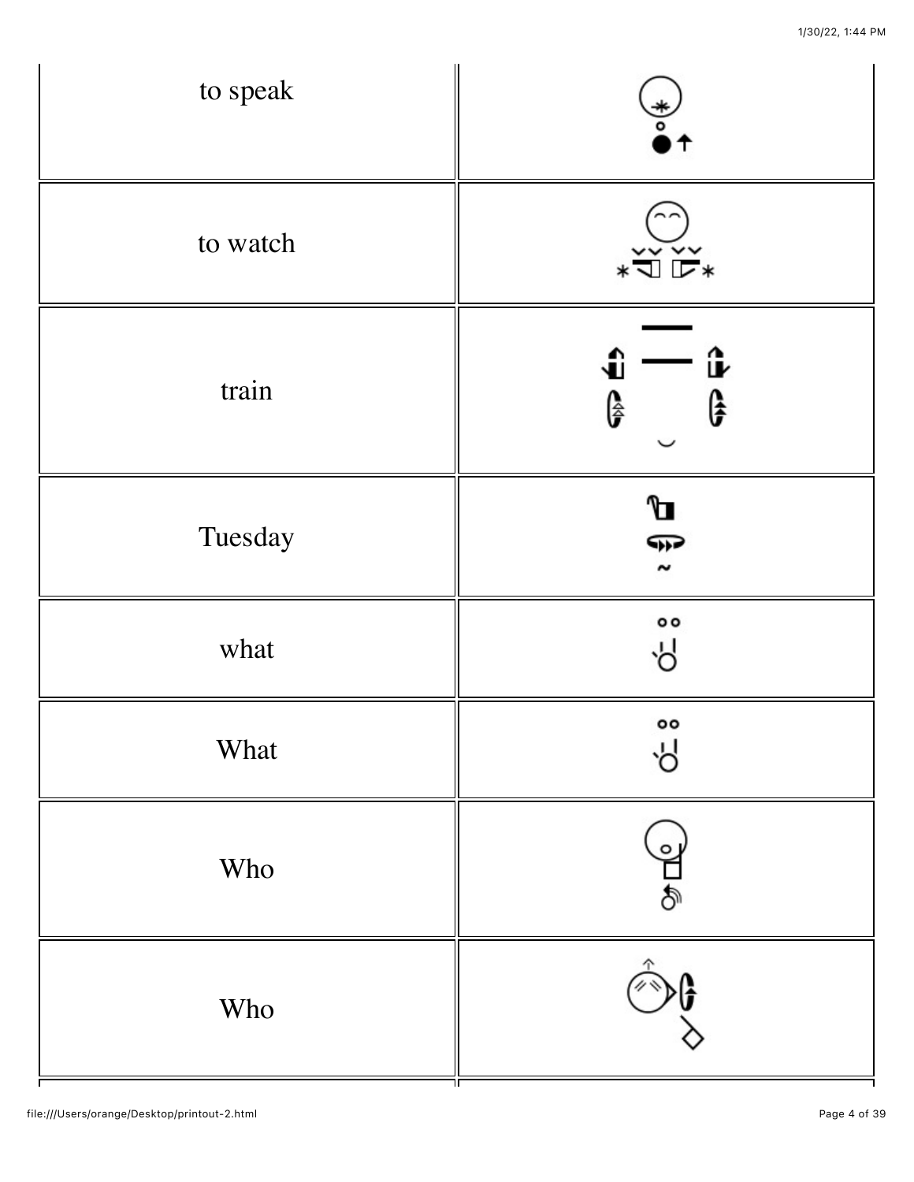| | |
|---|---|
| to speak | |
| to watch | |
| train | |
| Tuesday | |
| what | |
| What | |
| Who | |
| Who | |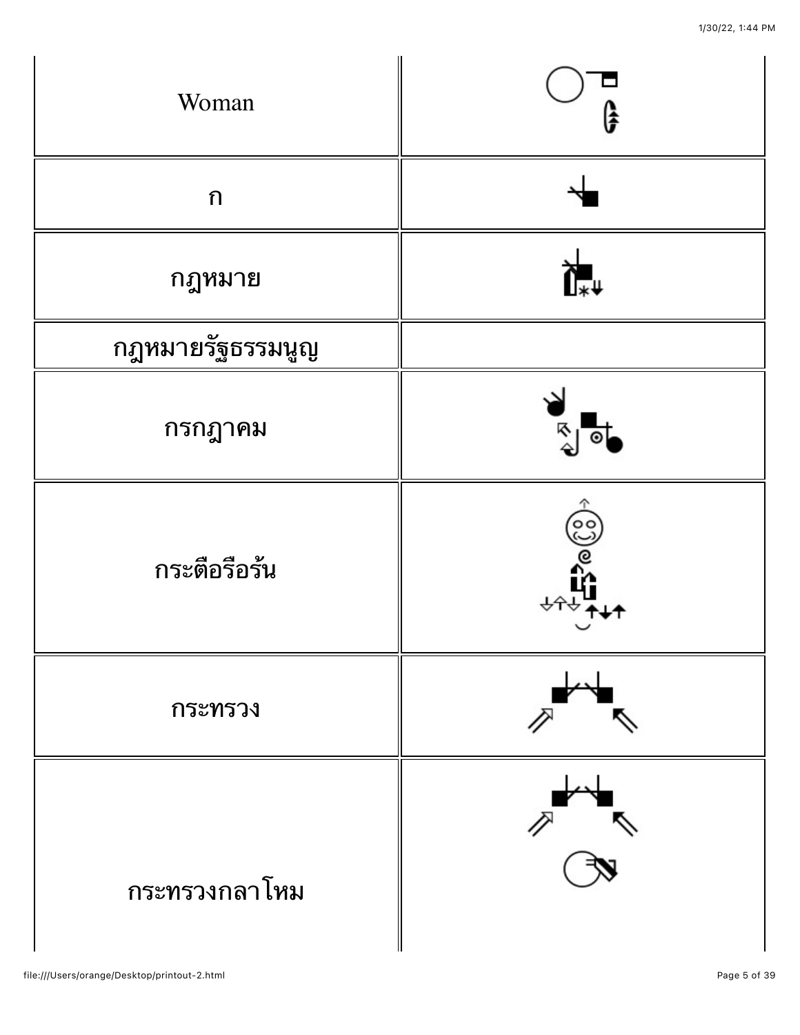| | |
|---|---|
| Woman | |
| ก | |
| กฎหมาย | |
| กฎหมายรัฐธรรมนูญ | |
| กรกฎาคม | |
| กระตือรือร้น | |
| กระทรวง | |
| กระทรวงกลาโหม | |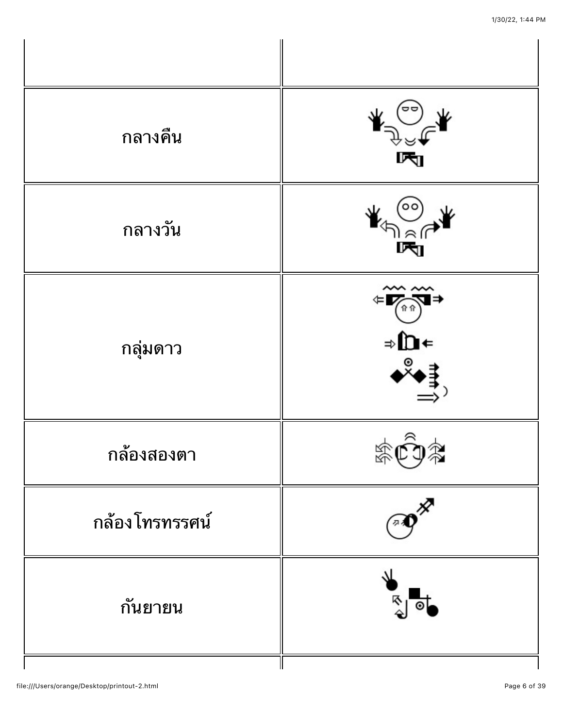| | |
|---|---|
| | |
| กลางคืน | |
| กลางวัน | |
| กลุ่มดาว | |
| กล้องสองตา | |
| กล้องโทรทรรศน์ | |
| กันยายน | |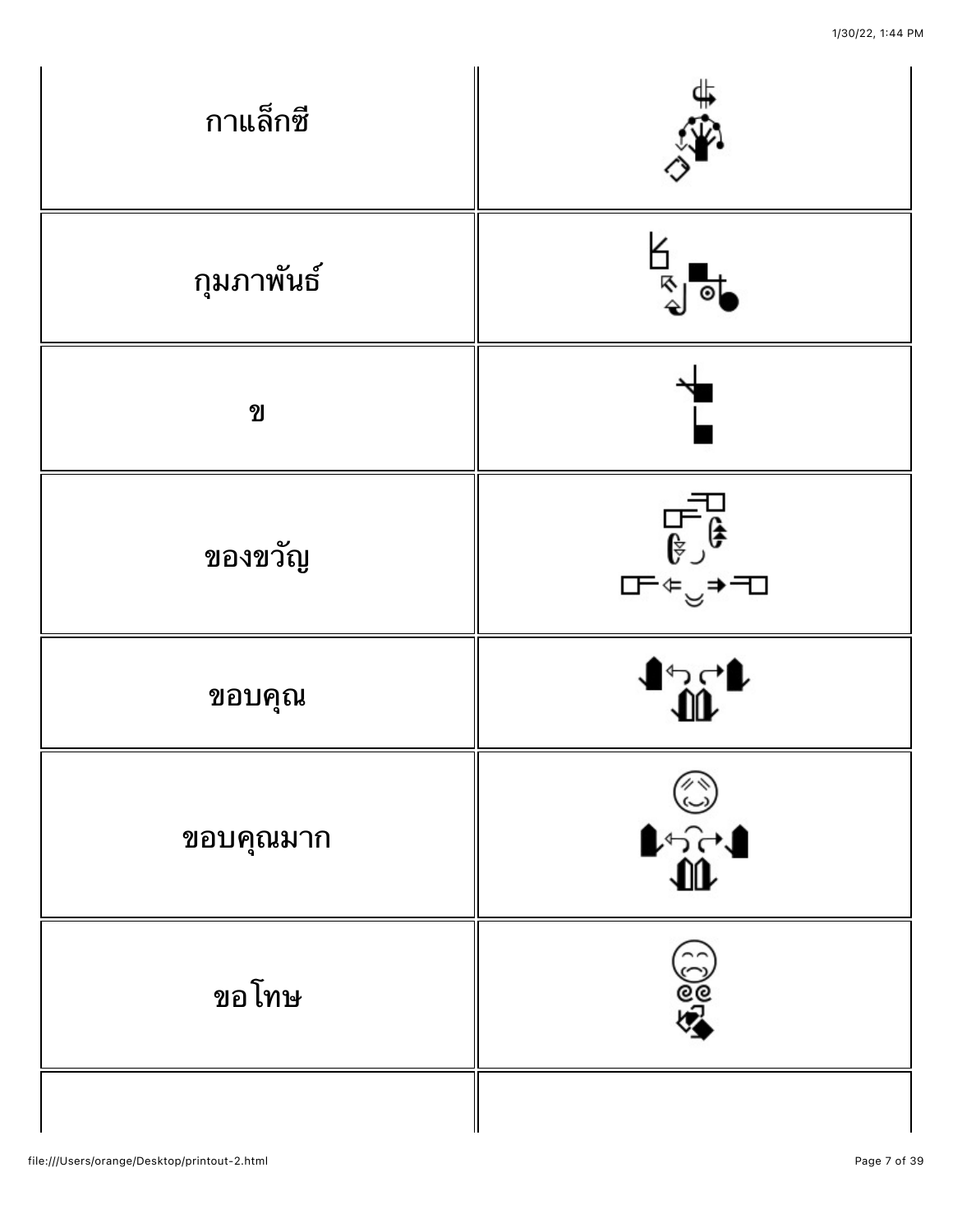| | |
|---|---|
| กาแล็กซี | |
| กุมภาพันธ์ | |
| ข | |
| ของขวัญ | |
| ขอบคุณ | |
| ขอบคุณมาก | |
| ขอโทษ | |
| | |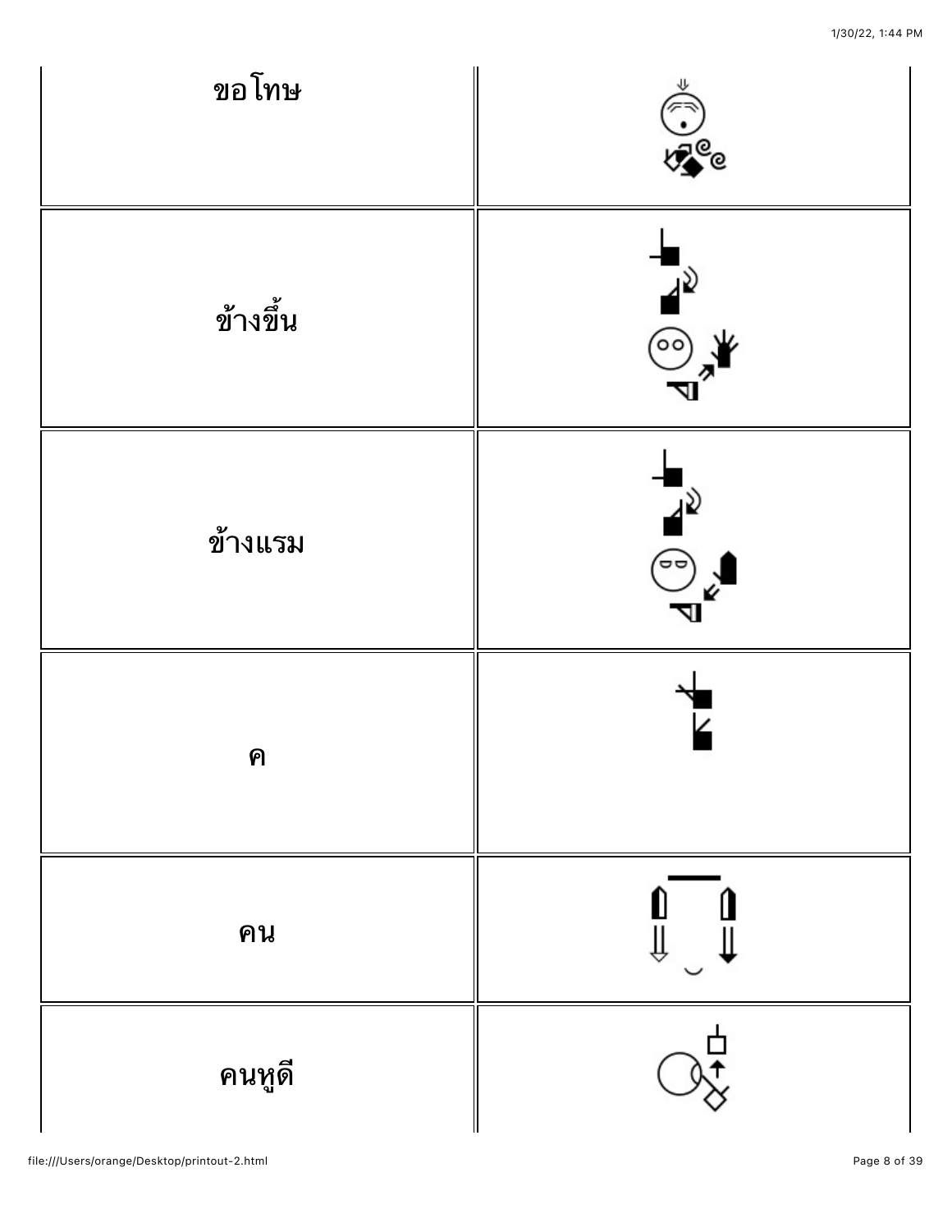| | |
|---|---|
| ขอโทษ | |
| ข้างขึ้น | |
| ข้างแรม | |
| ค | |
| คน | |
| คนหูดี | |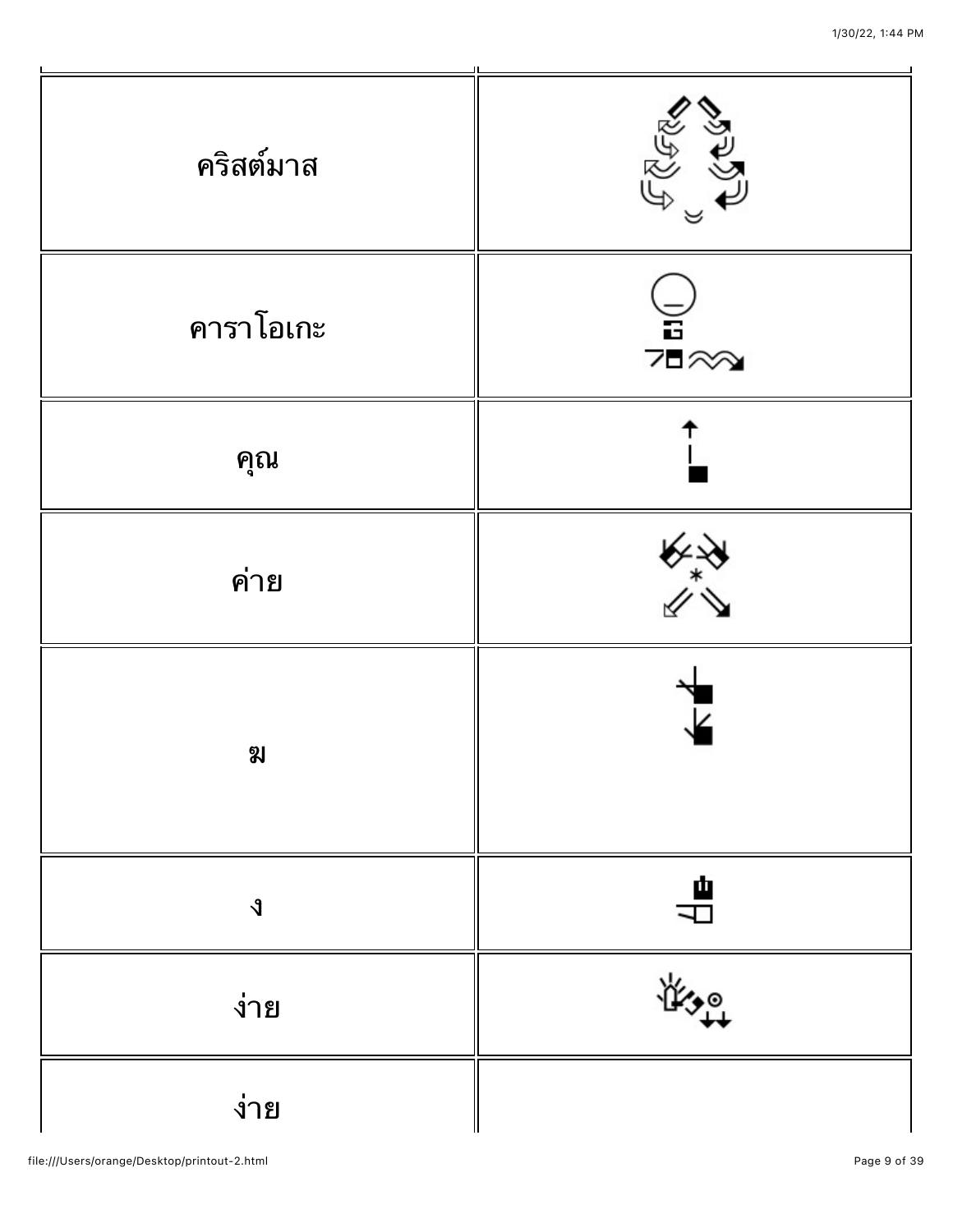| | |
|---|---|
| คริสต์มาส | |
| คาราโอเกะ | |
| คุณ | |
| ค่าย | |
| ฆ | |
| ง | |
| ง่าย | |
| ง่าย | |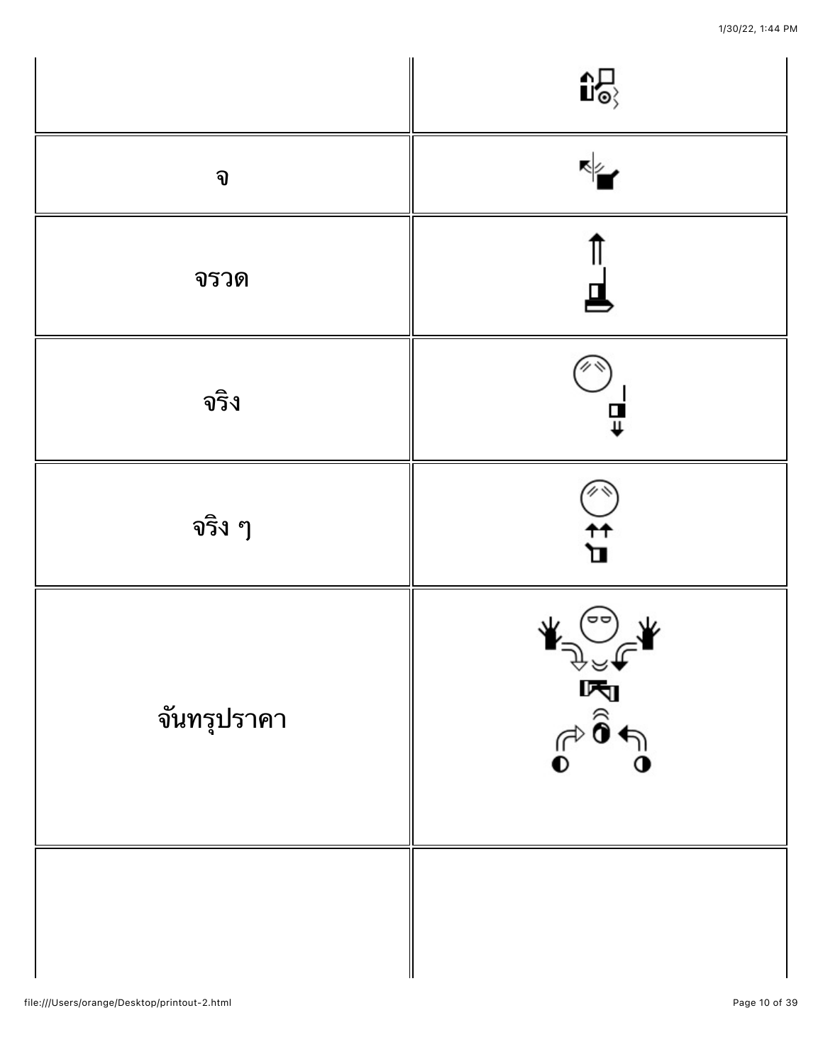| | |
|---|---|
| | |
| จ | |
| จรวด | |
| จริง | |
| จริง ๆ | |
| จันทรุปราคา | |
| | |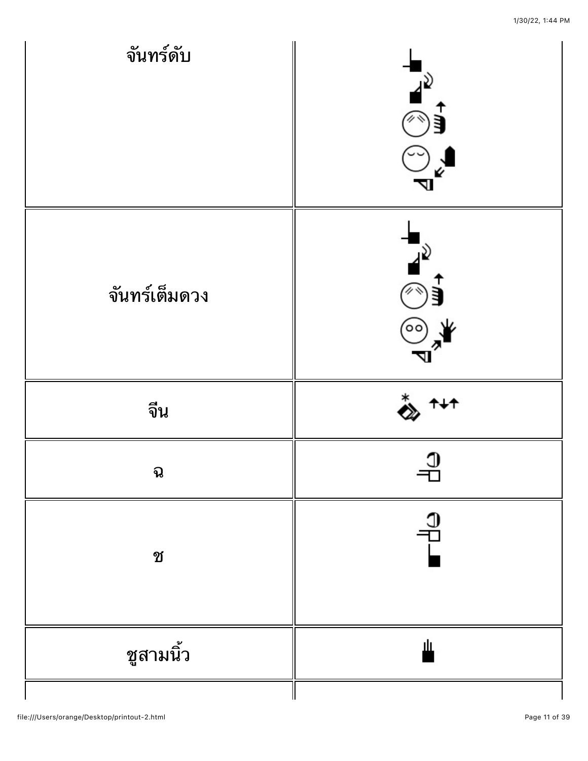| | |
|---|---|
| จันทร์ดับ | |
| จันทร์เต็มดวง | |
| จีน | |
| ฉ | |
| ช | |
| ชูสามนิ้ว | |
| | |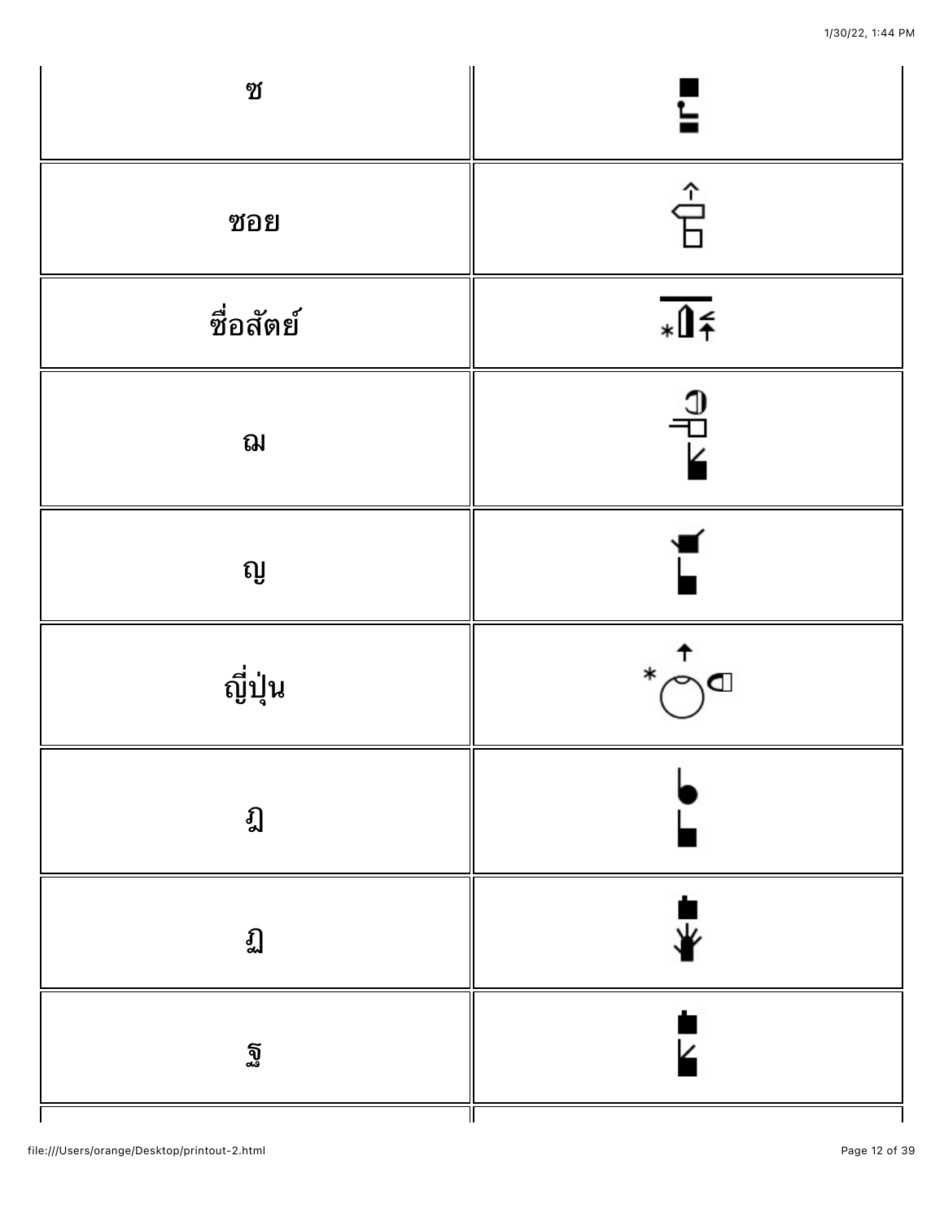| | |
|---|---|
| ซ | |
| ซอย | |
| ซื่อสัตย์ | |
| ฌ | |
| ญ | |
| ญี่ปุ่น | |
| ฎ | |
| ฏ | |
| ฐ | |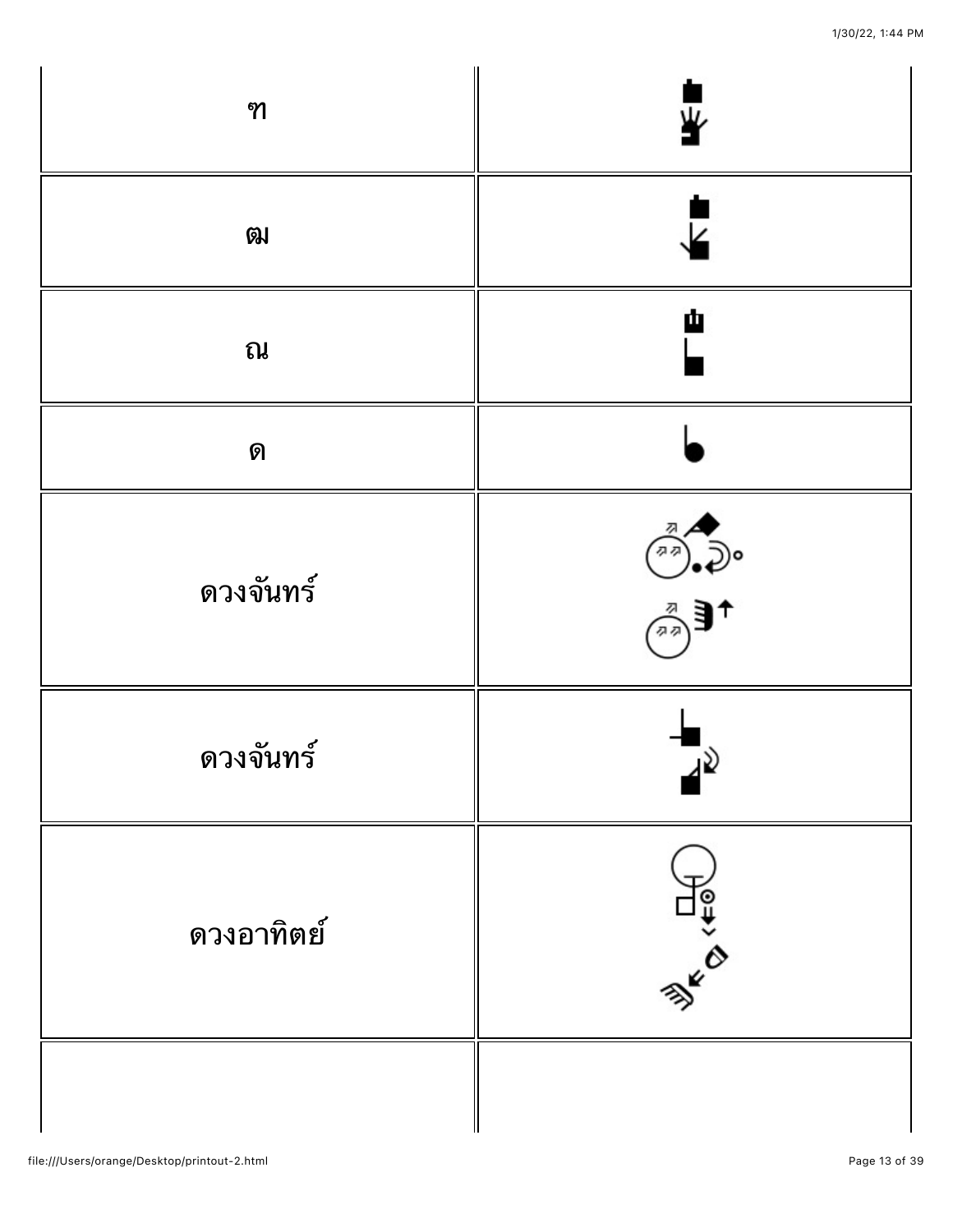| | |
|---|---|
| ฑ | |
| ฒ | |
| ณ | |
| ด | |
| ดวงจันทร์ | |
| ดวงจันทร์ | |
| ดวงอาทิตย์ | |
| | |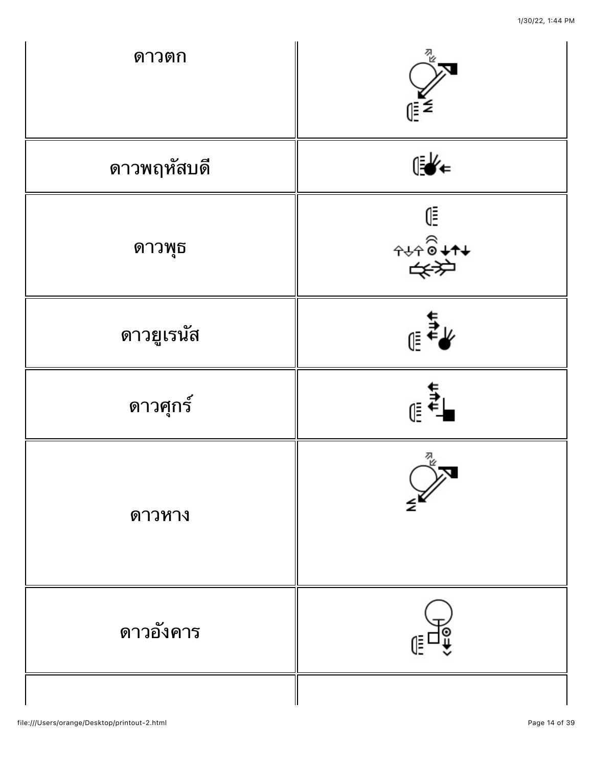| | |
|---|---|
| ดาวตก | |
| ดาวพฤหัสบดี | |
| ดาวพุธ | |
| ดาวยูเรนัส | |
| ดาวศุกร์ | |
| ดาวหาง | |
| ดาวอังคาร | |
| | |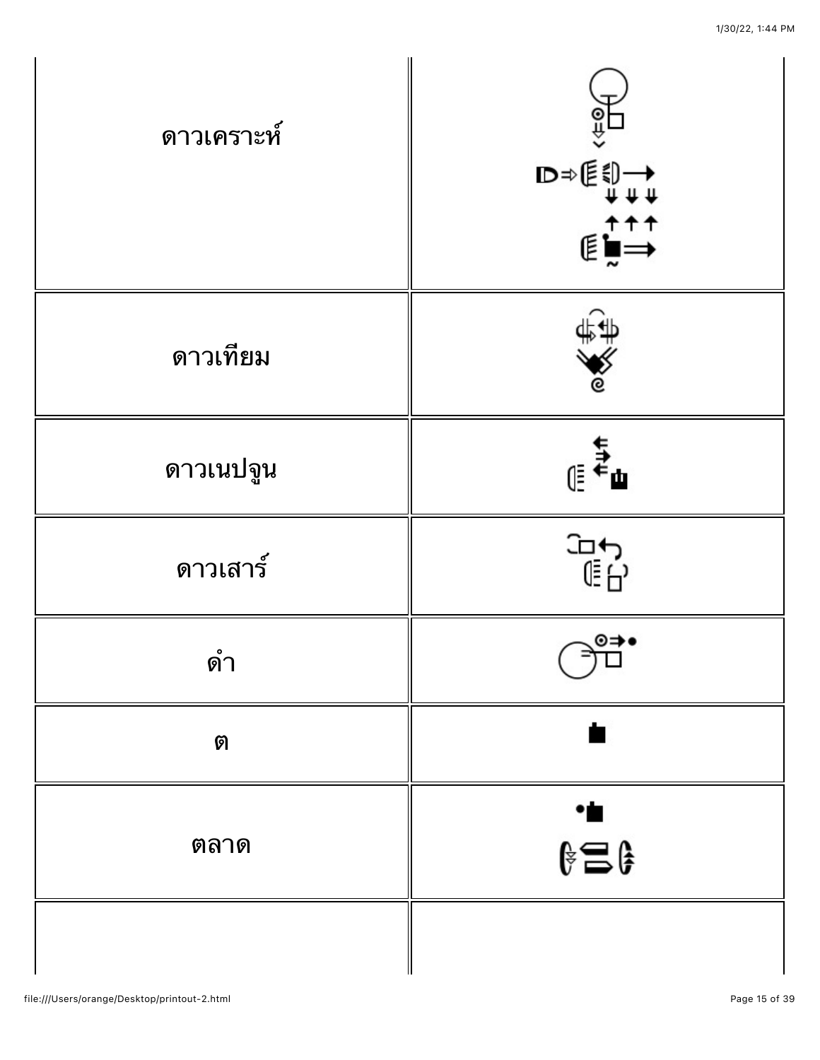| | |
|---|---|
| ดาวเคราะห์ | |
| ดาวเทียม | |
| ดาวเนปจูน | |
| ดาวเสาร์ | |
| ดำ | |
| ต | |
| ตลาด | |
| | |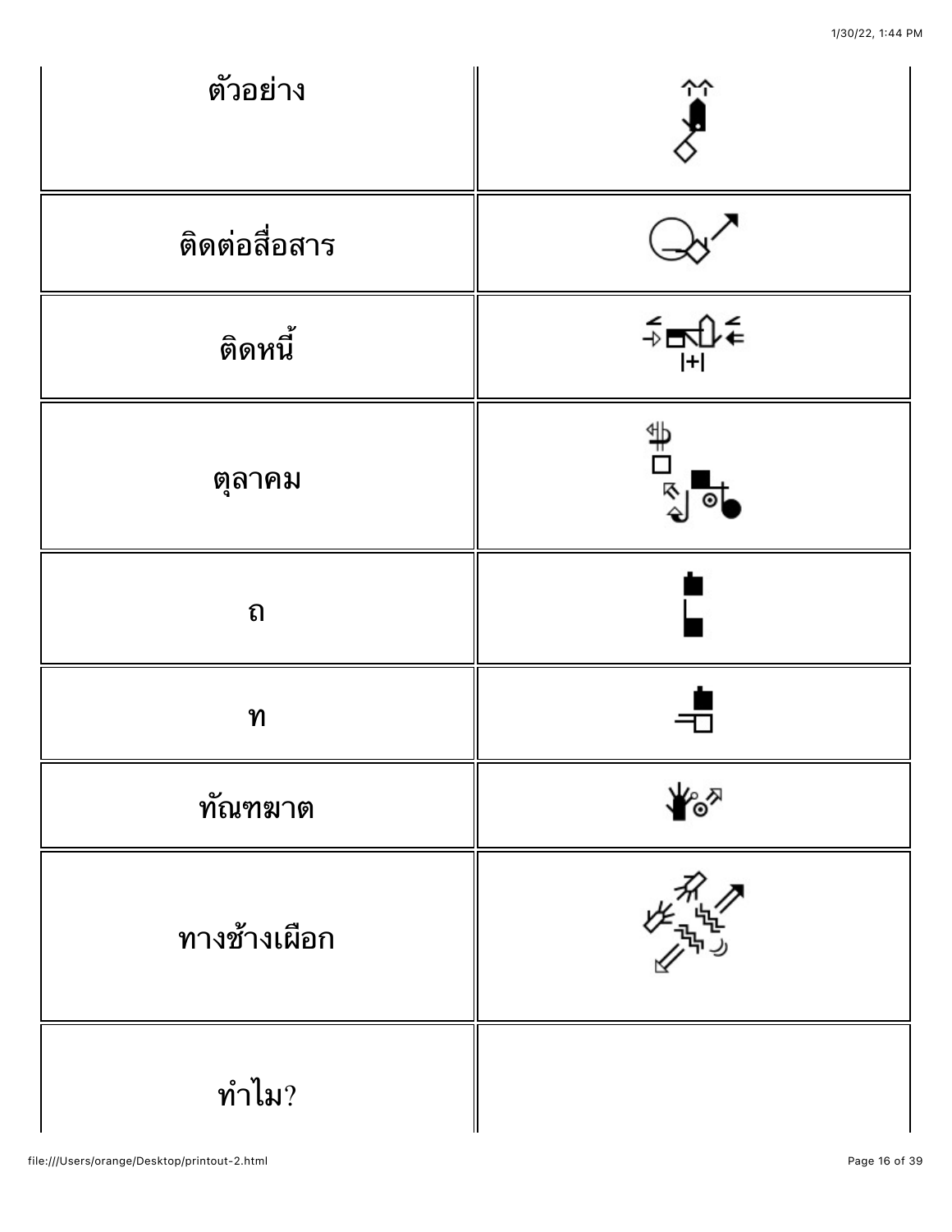| ตัวอย่าง | |
| --- | --- |
| ติดต่อสื่อสาร | |
| ติดหนี้ | |
| ตุลาคม | |
| ถ | |
| ท | |
| ทัณฑฆาต | |
| ทางช้างเผือก | |
| ทำไม? | |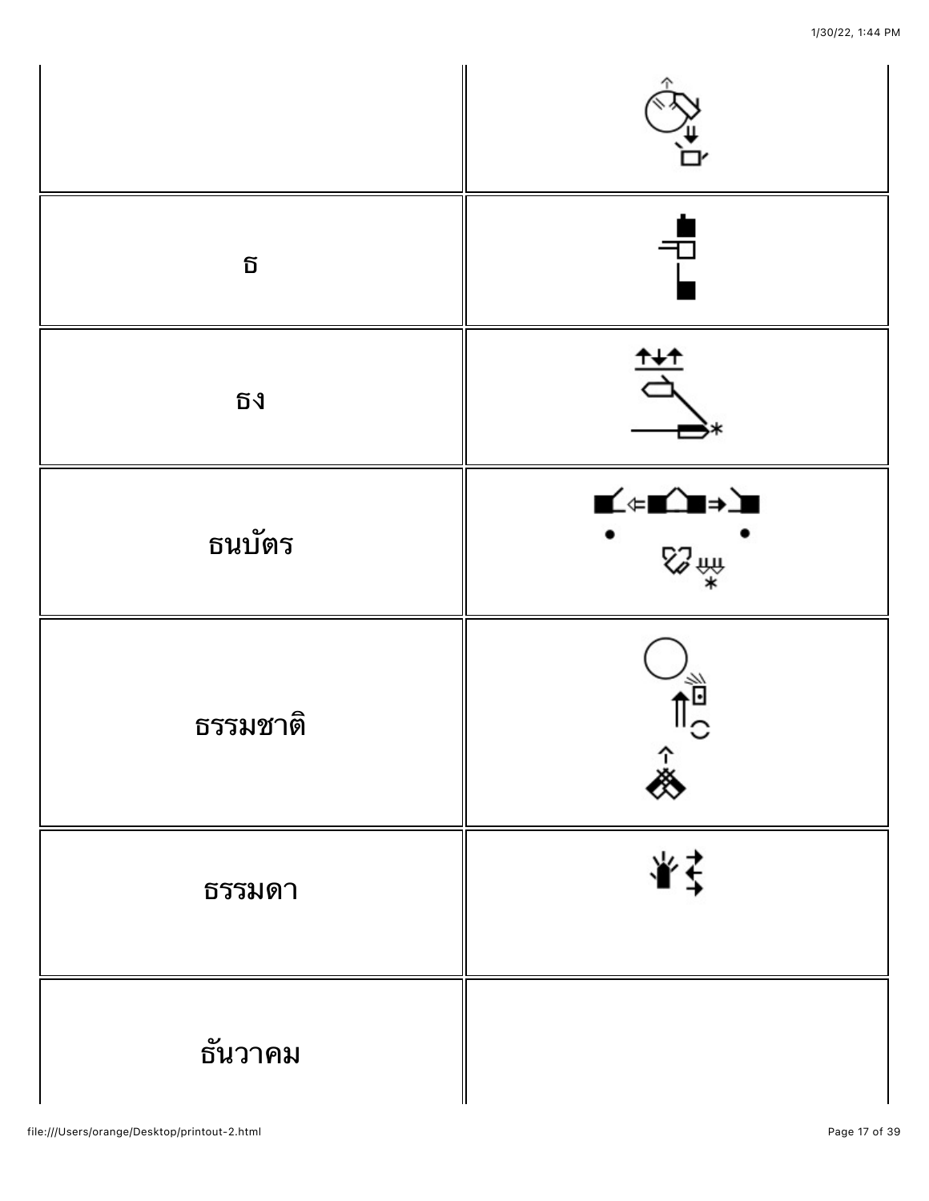| | |
|---|---|
| | |
| ธ | |
| ธง | |
| ธนบัตร | |
| ธรรมชาติ | |
| ธรรมดา | |
| ธันวาคม | |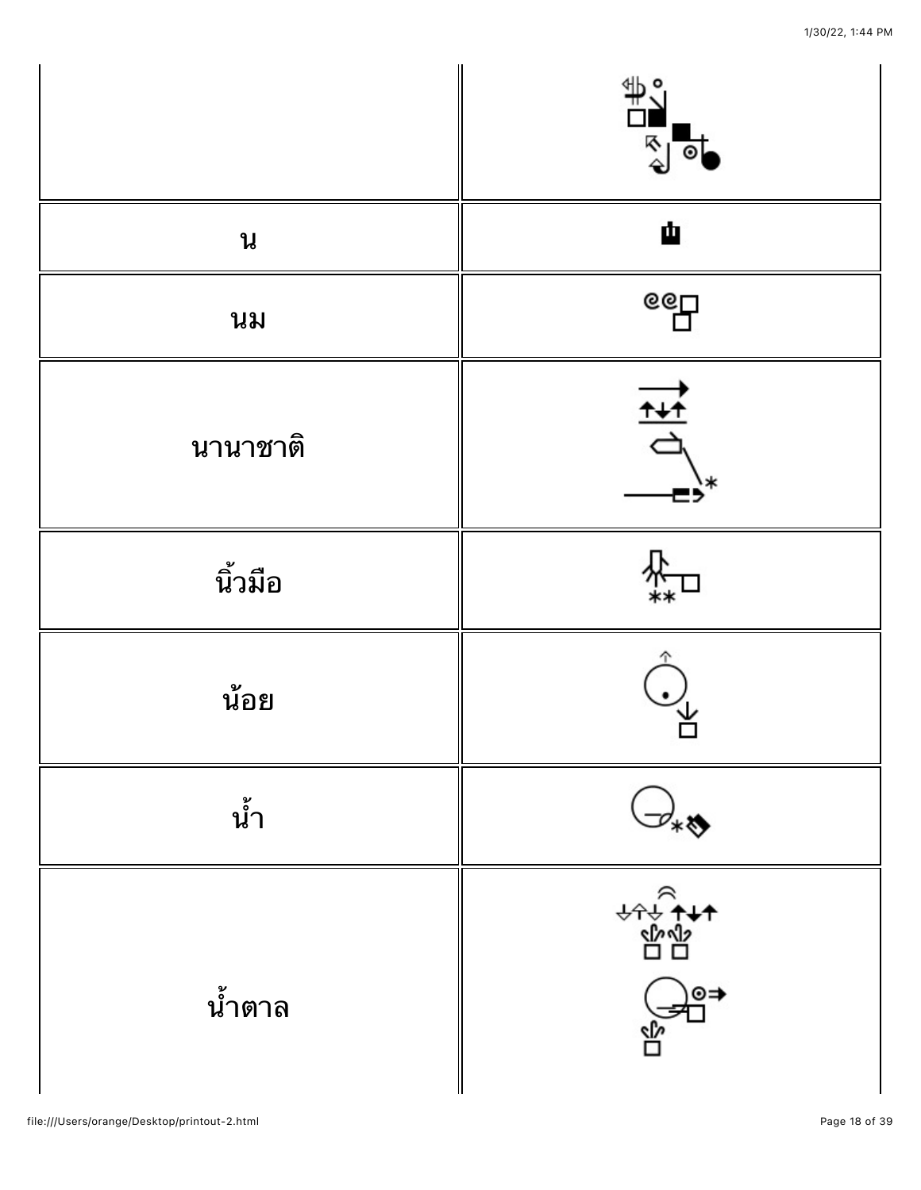| | |
|---|---|
| | |
| น | |
| นม | |
| นานาชาติ | |
| นิ้วมือ | |
| น้อย | |
| น้ำ | |
| น้ำตาล | |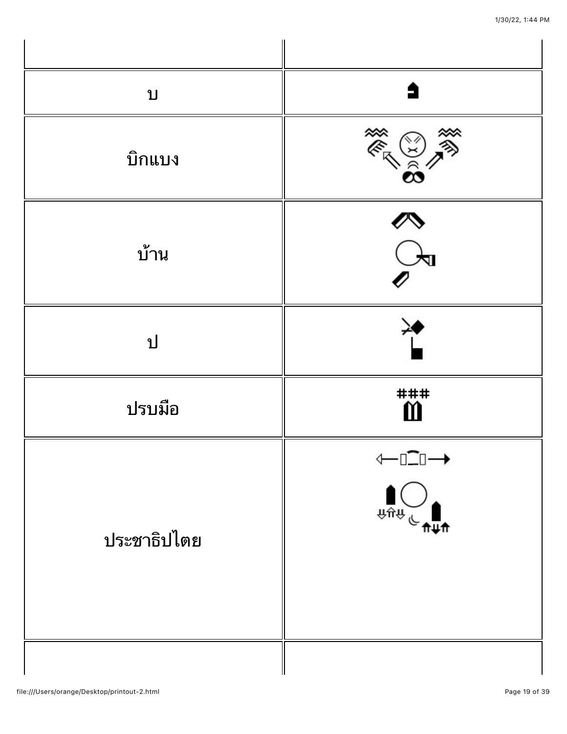| | |
|---|---|
| บ | |
| บิกแบง | |
| บ้าน | |
| ป | |
| ปรบมือ | |
| ประชาธิปไตย | |
| | |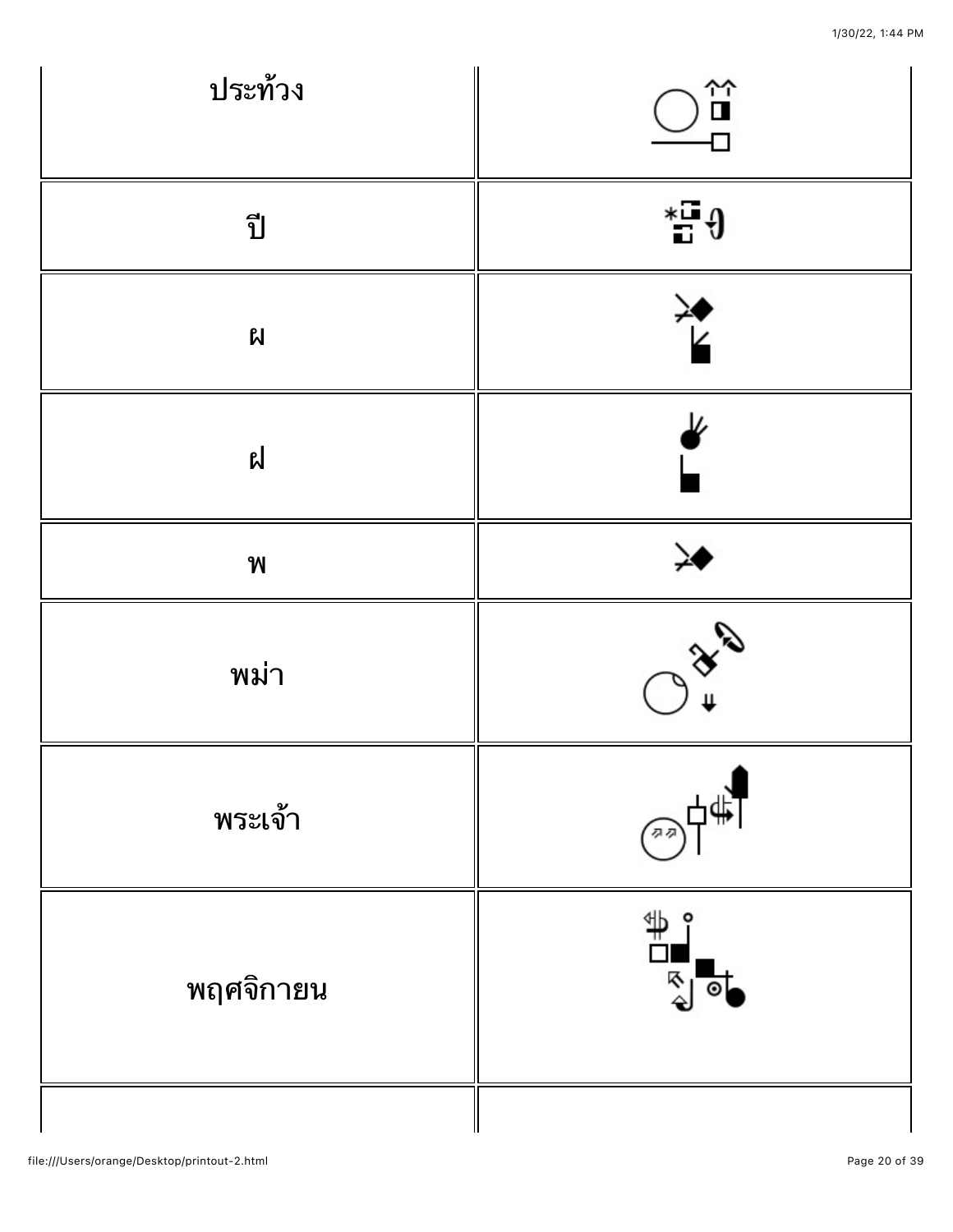| | |
|---|---|
| ประท้วง | |
| ปี | |
| ผ | |
| ฝ | |
| พ | |
| พม่า | |
| พระเจ้า | |
| พฤศจิกายน | |
| | |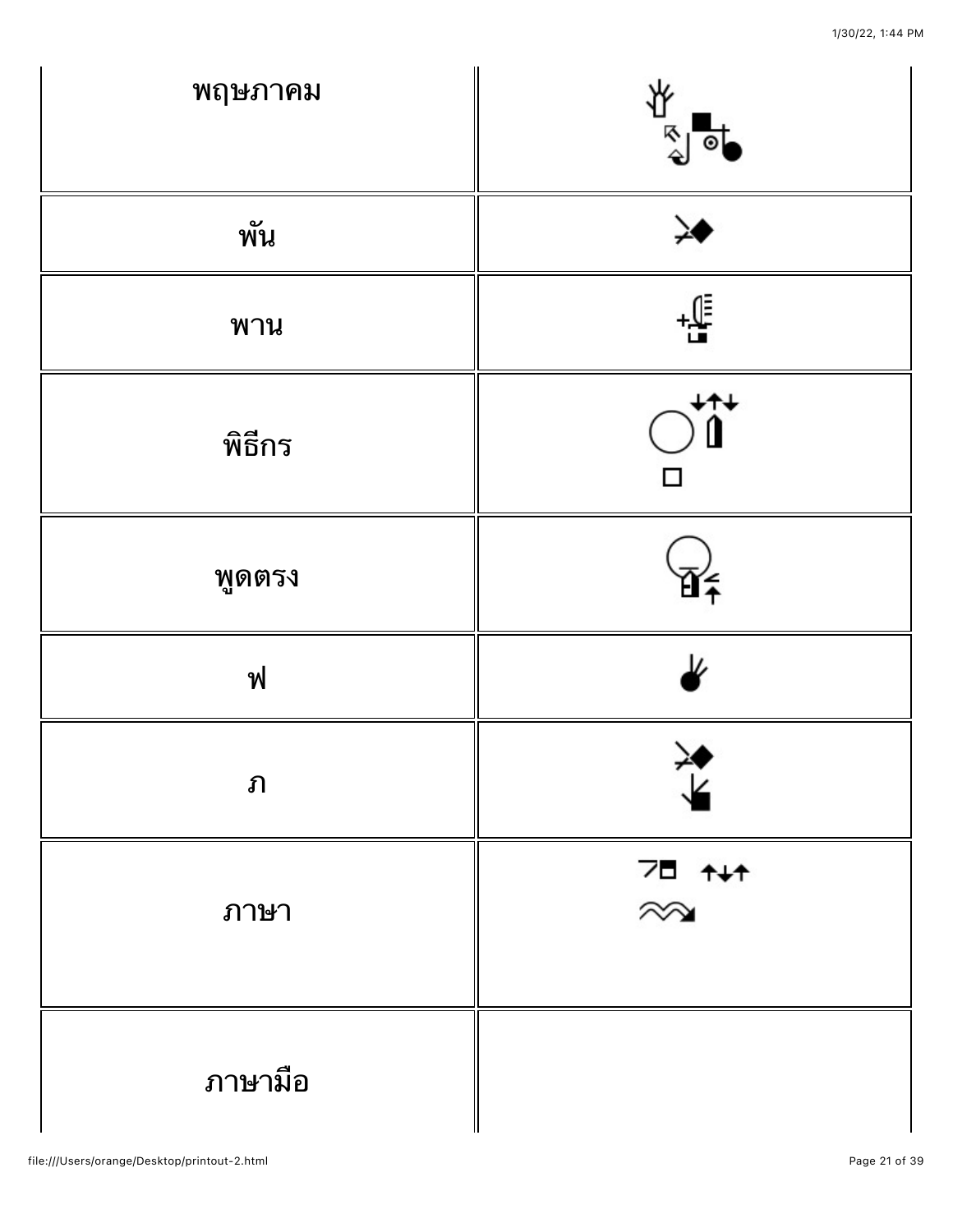| | |
|---|---|
| พฤษภาคม | |
| พัน | |
| พาน | |
| พิธีกร | |
| พูดตรง | |
| ฟ | |
| ภ | |
| ภาษา | |
| ภาษามือ | |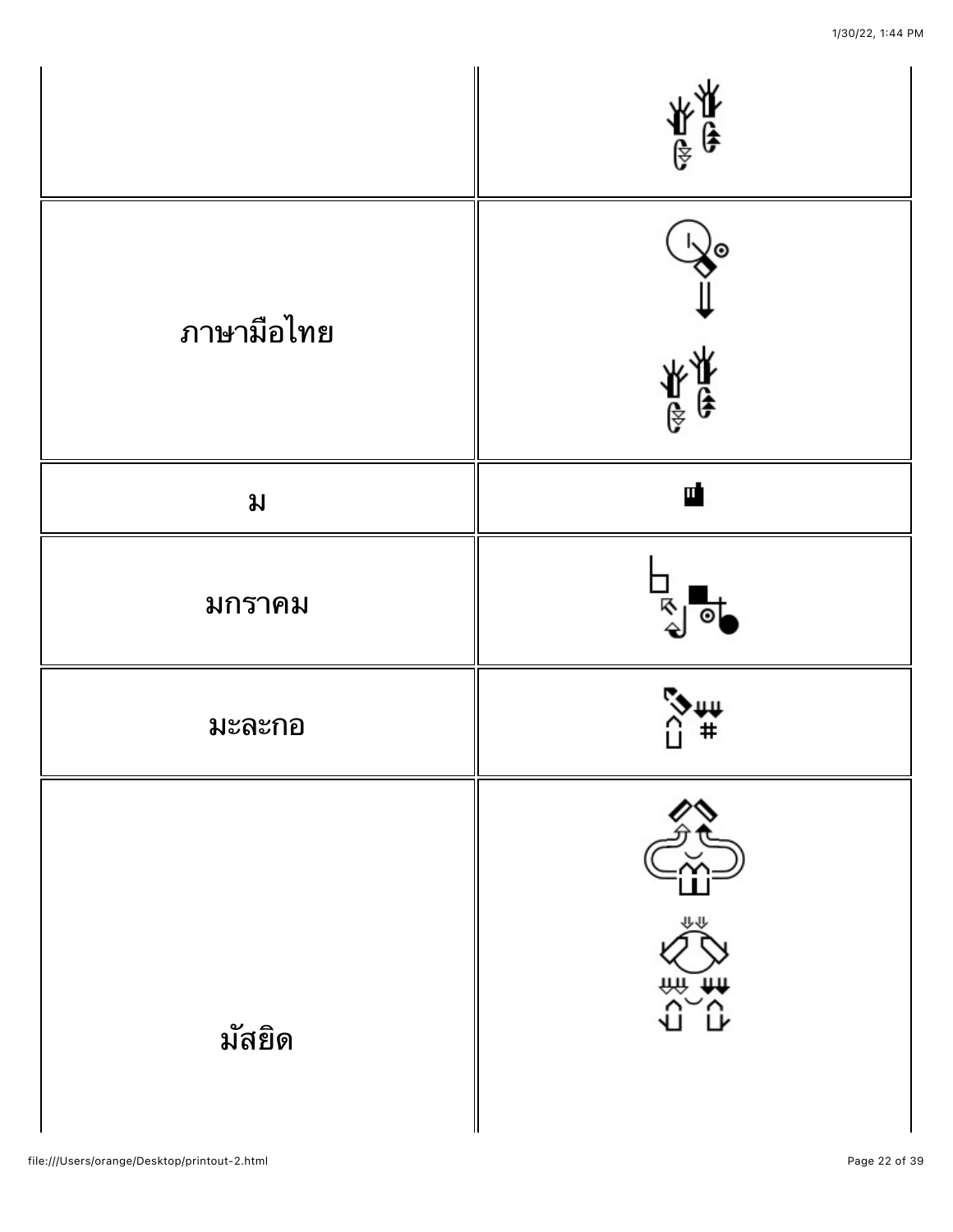| | |
|---|---|
| | |
| ภาษามือไทย | |
| ม | |
| มกราคม | |
| มะละกอ | |
| มัสยิด | |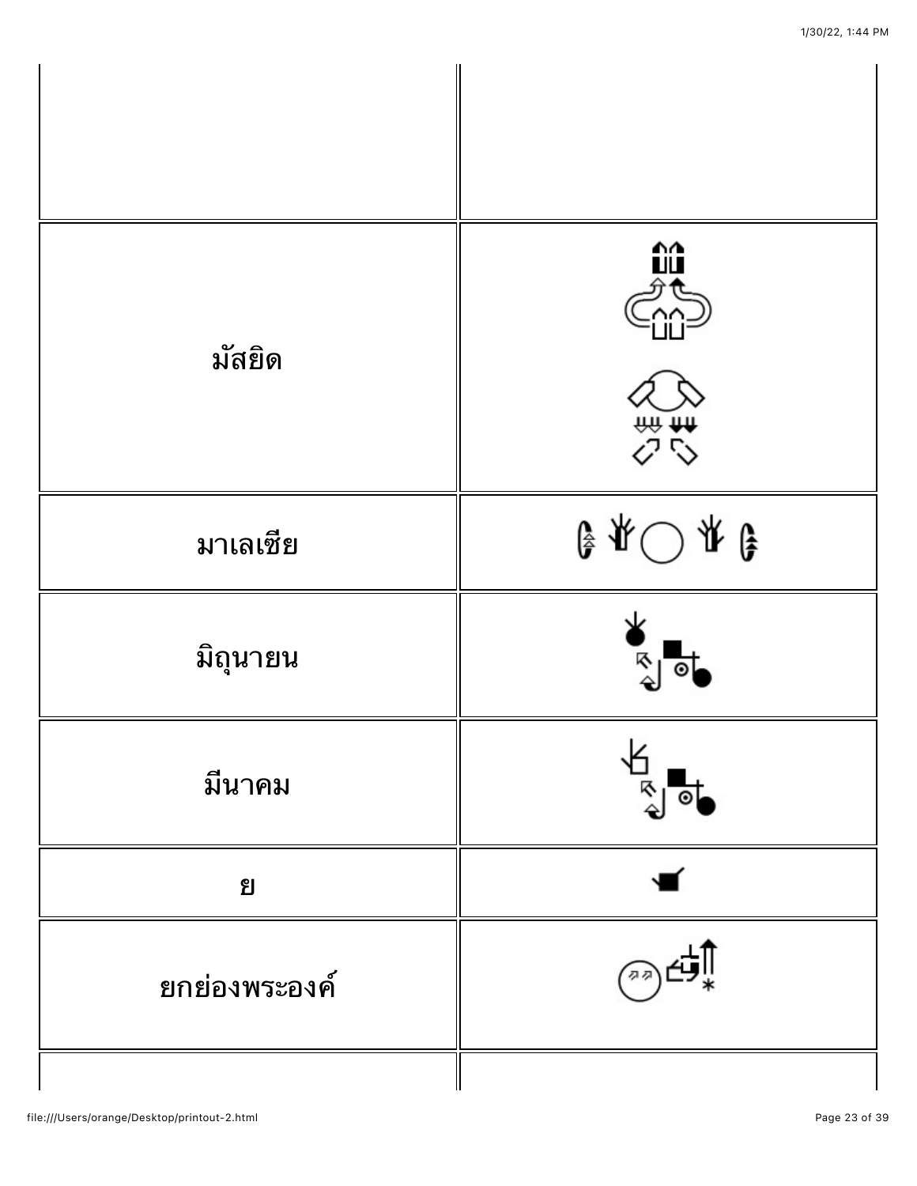| | |
|---|---|
| | |
| มัสยิด | |
| มาเลเซีย | |
| มิถุนายน | |
| มีนาคม | |
| ย | |
| ยกย่องพระองค์ | |
| | |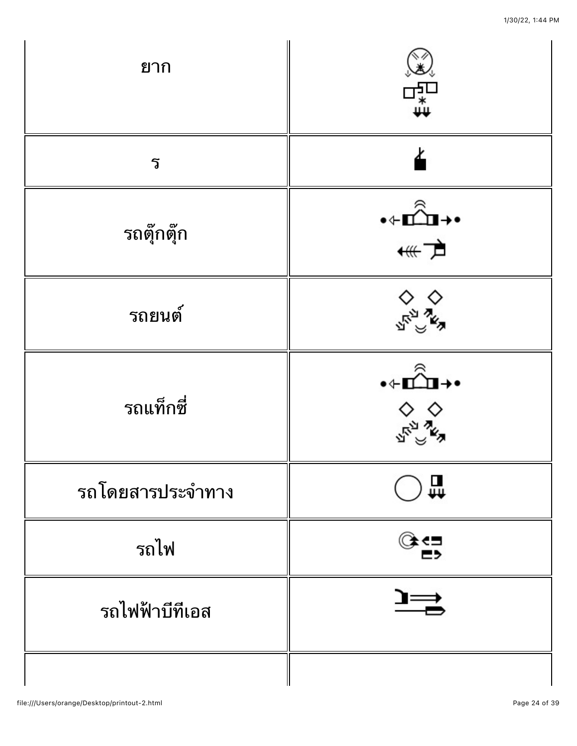| | |
|---|---|
| ยาก | |
| ร | |
| รถตุ๊กตุ๊ก | |
| รถยนต์ | |
| รถแท็กซี่ | |
| รถโดยสารประจำทาง | |
| รถไฟ | |
| รถไฟฟ้าบีทีเอส | |
| | |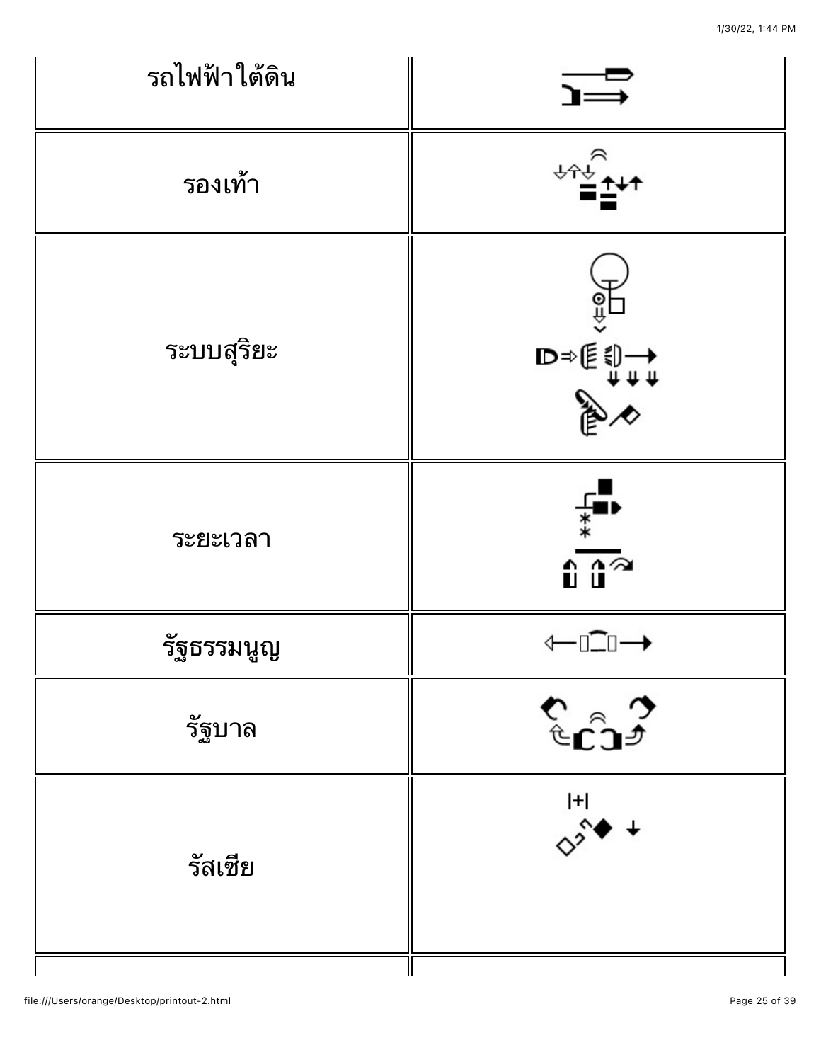| | |
|---|---|
| รถไฟฟ้าใต้ดิน | |
| รองเท้า | |
| ระบบสุริยะ | |
| ระยะเวลา | |
| รัฐธรรมนูญ | |
| รัฐบาล | |
| รัสเซีย | |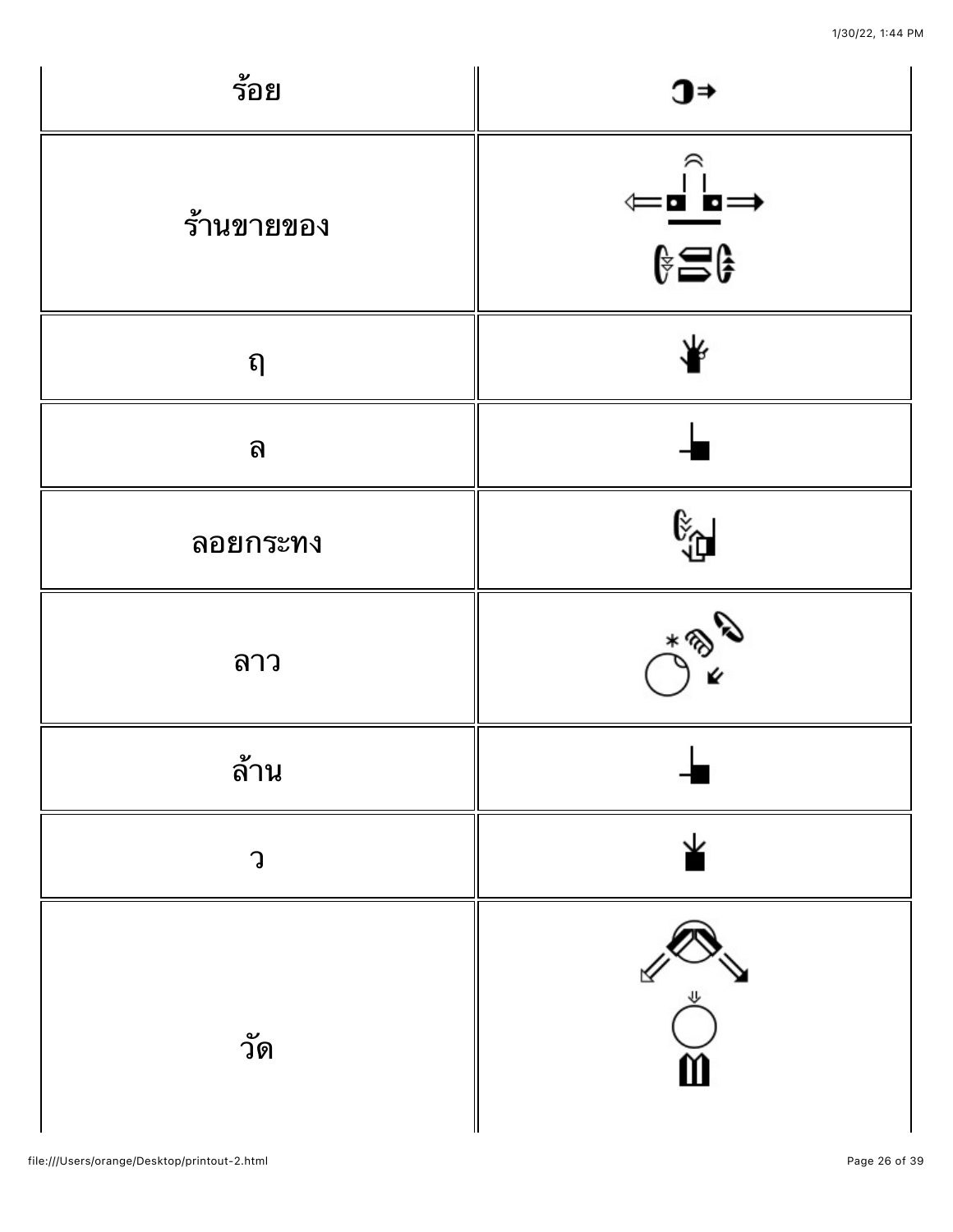| ร้อย | |
|---|---|
| ร้านขายของ | |
| ฤ | |
| ล | |
| ลอยกระทง | |
| ลาว | |
| ล้าน | |
| ว | |
| วัด | |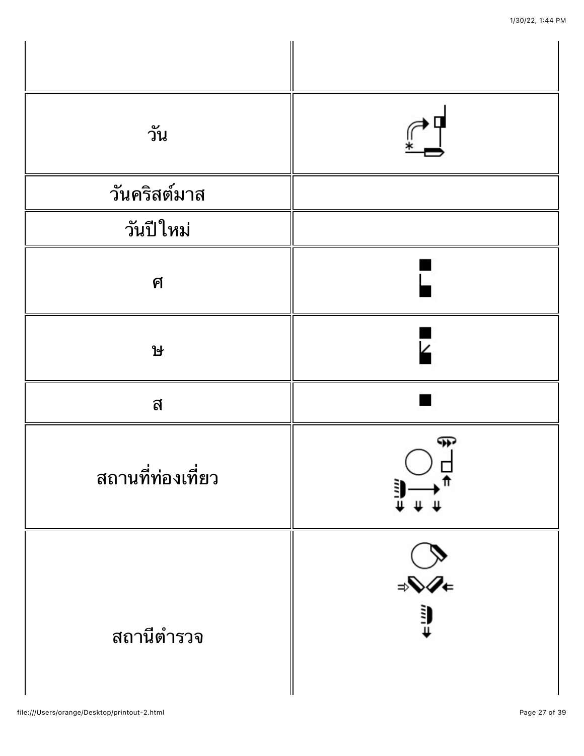| | |
|---|---|
| | |
| วัน | |
| วันคริสต์มาส | |
| วันปีใหม่ | |
| ศ | |
| ษ | |
| ส | |
| สถานที่ท่องเที่ยว | |
| สถานีตำรวจ | |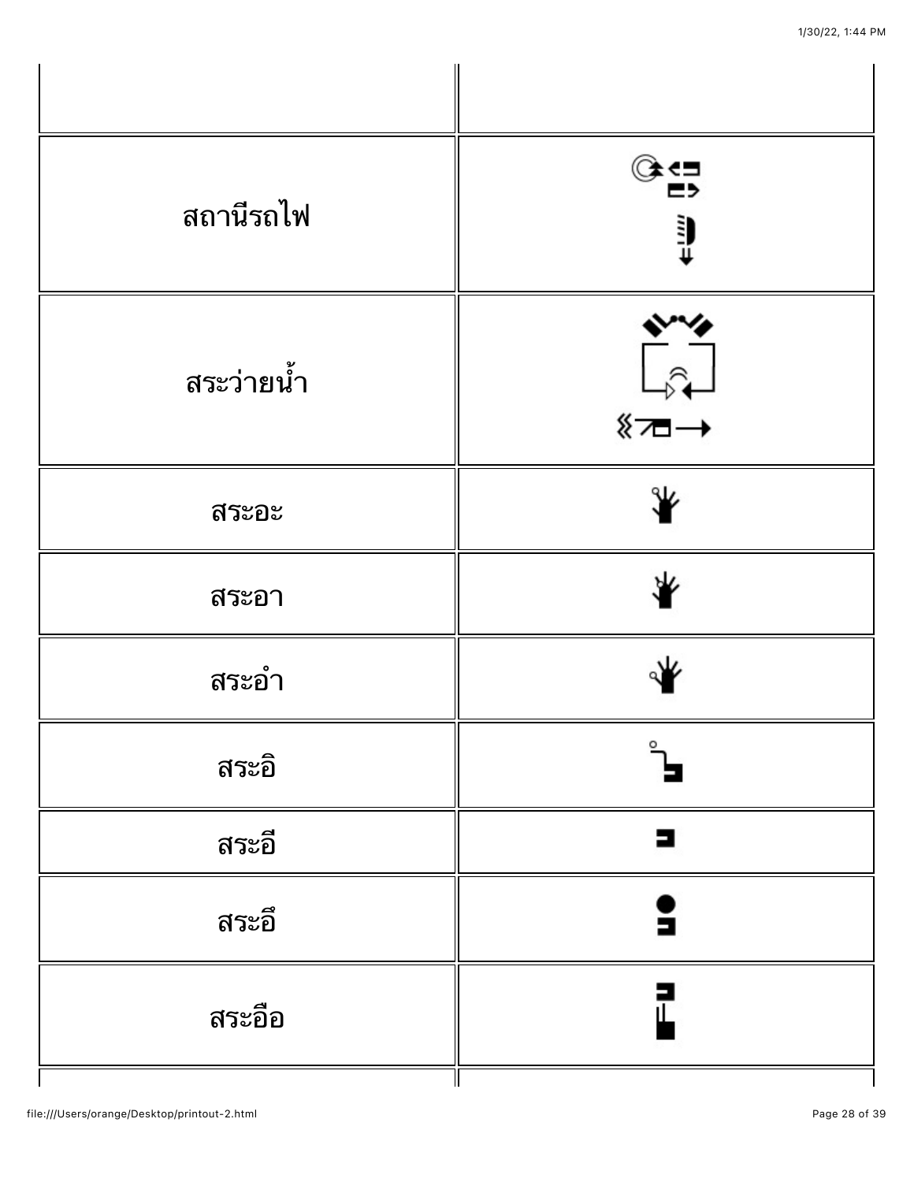| | |
|---|---|
| | |
| สถานีรถไฟ | |
| สระว่ายน้ำ | |
| สระอะ | |
| สระอา | |
| สระอำ | |
| สระอิ | |
| สระอี | |
| สระอึ | |
| สระอือ | |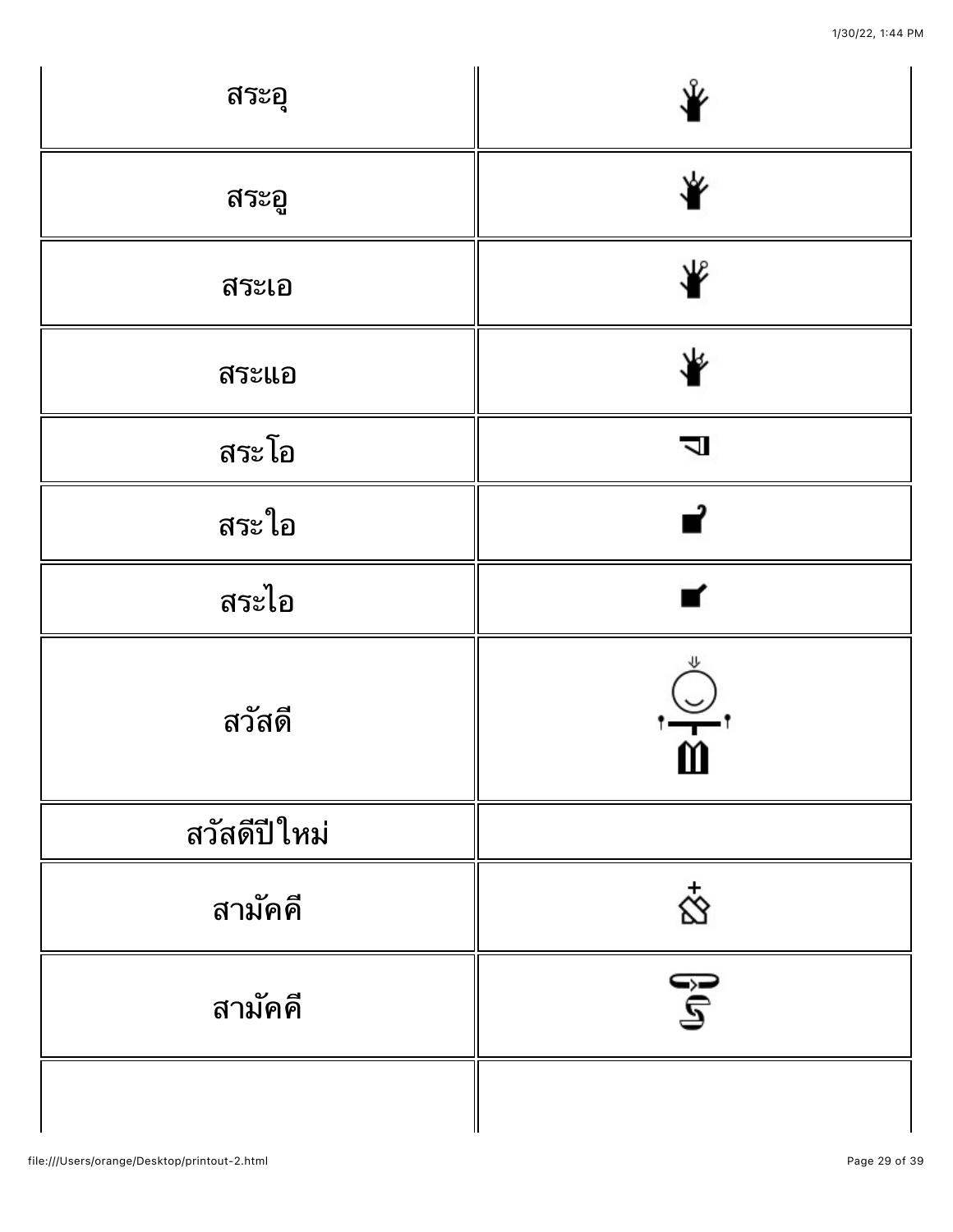| | |
|---|---|
| สระอุ | |
| สระอู | |
| สระเอ | |
| สระแอ | |
| สระโอ | |
| สระใอ | |
| สระไอ | |
| สวัสดี | |
| สวัสดีปีใหม่ | |
| สามัคคี | |
| สามัคคี | |
| | |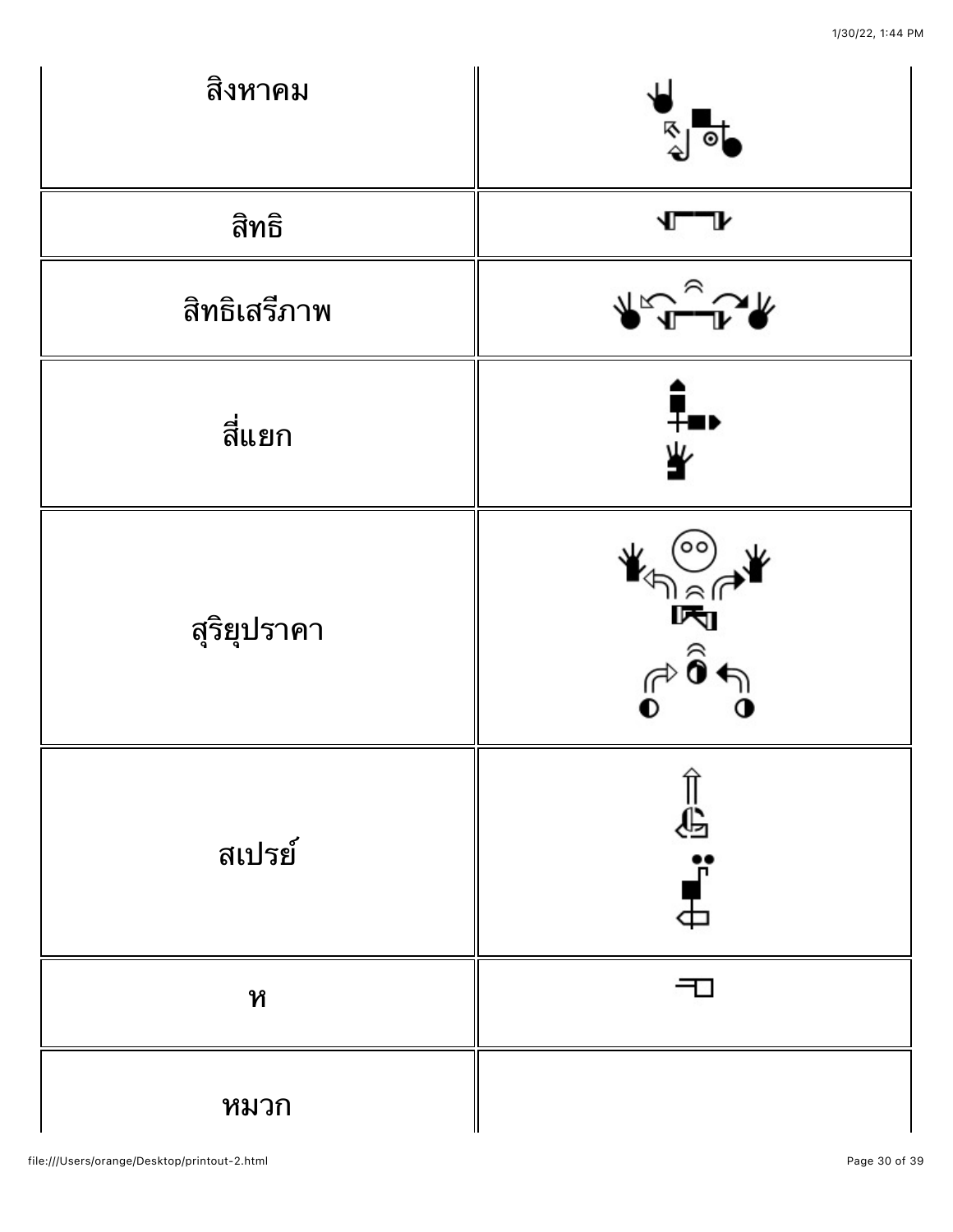| | |
|---|---|
| สิงหาคม | |
| สิทธิ | |
| สิทธิเสรีภาพ | |
| สี่แยก | |
| สุริยุปราคา | |
| สเปรย์ | |
| ห | |
| หมวก | |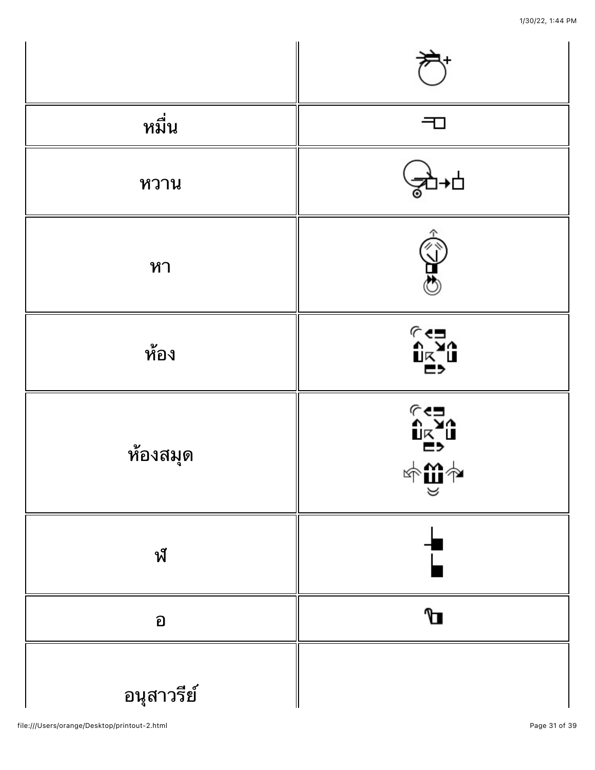| | |
|---|---|
| | |
| หมื่น | |
| หวาน | |
| หา | |
| ห้อง | |
| ห้องสมุด | |
| ฬ | |
| อ | |
| อนุสาวรีย์ | |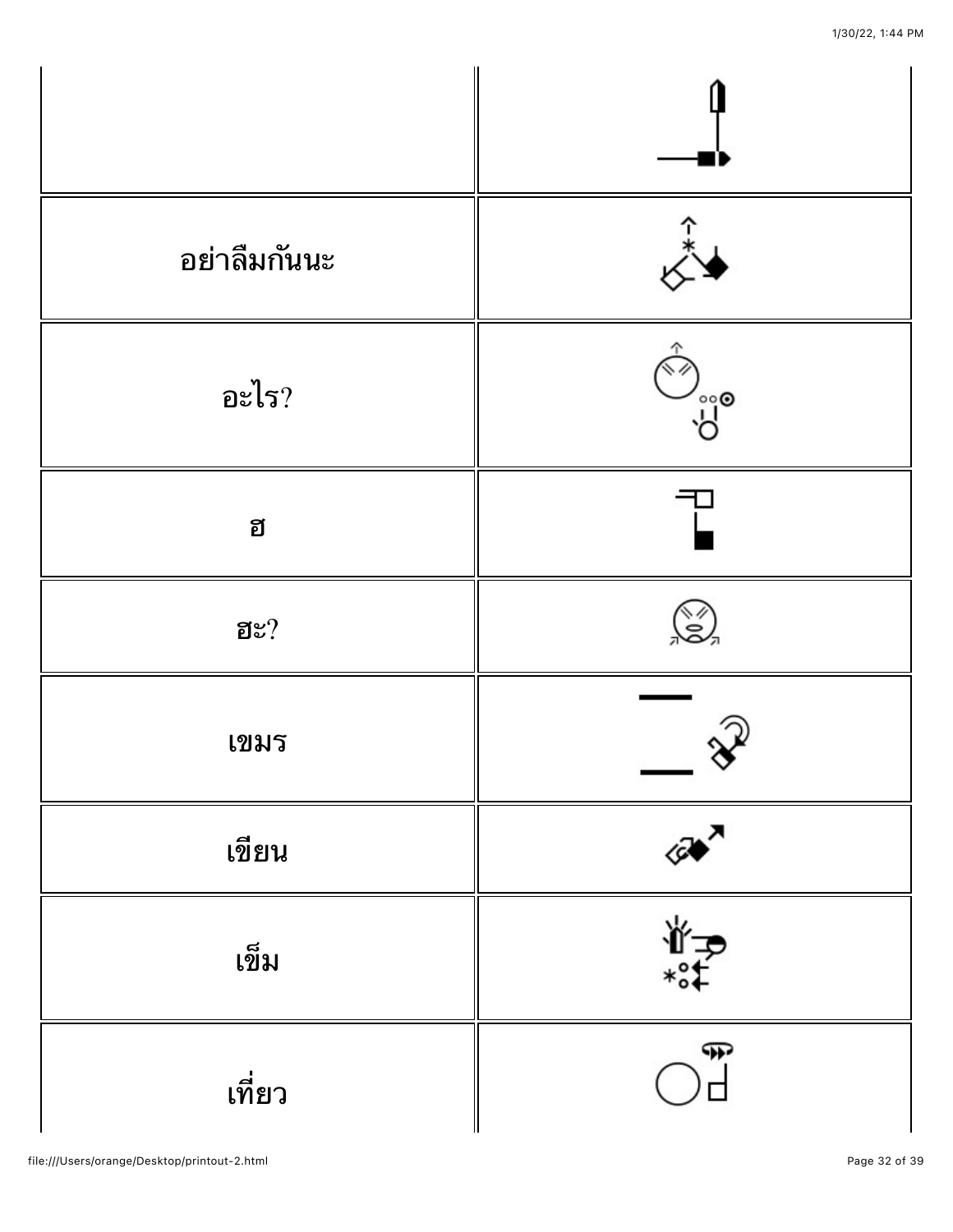| | |
|---|---|
| | |
| อย่าลืมกันนะ | |
| อะไร? | |
| ฮ | |
| ฮะ? | |
| เขมร | |
| เขียน | |
| เข็ม | |
| เที่ยว | |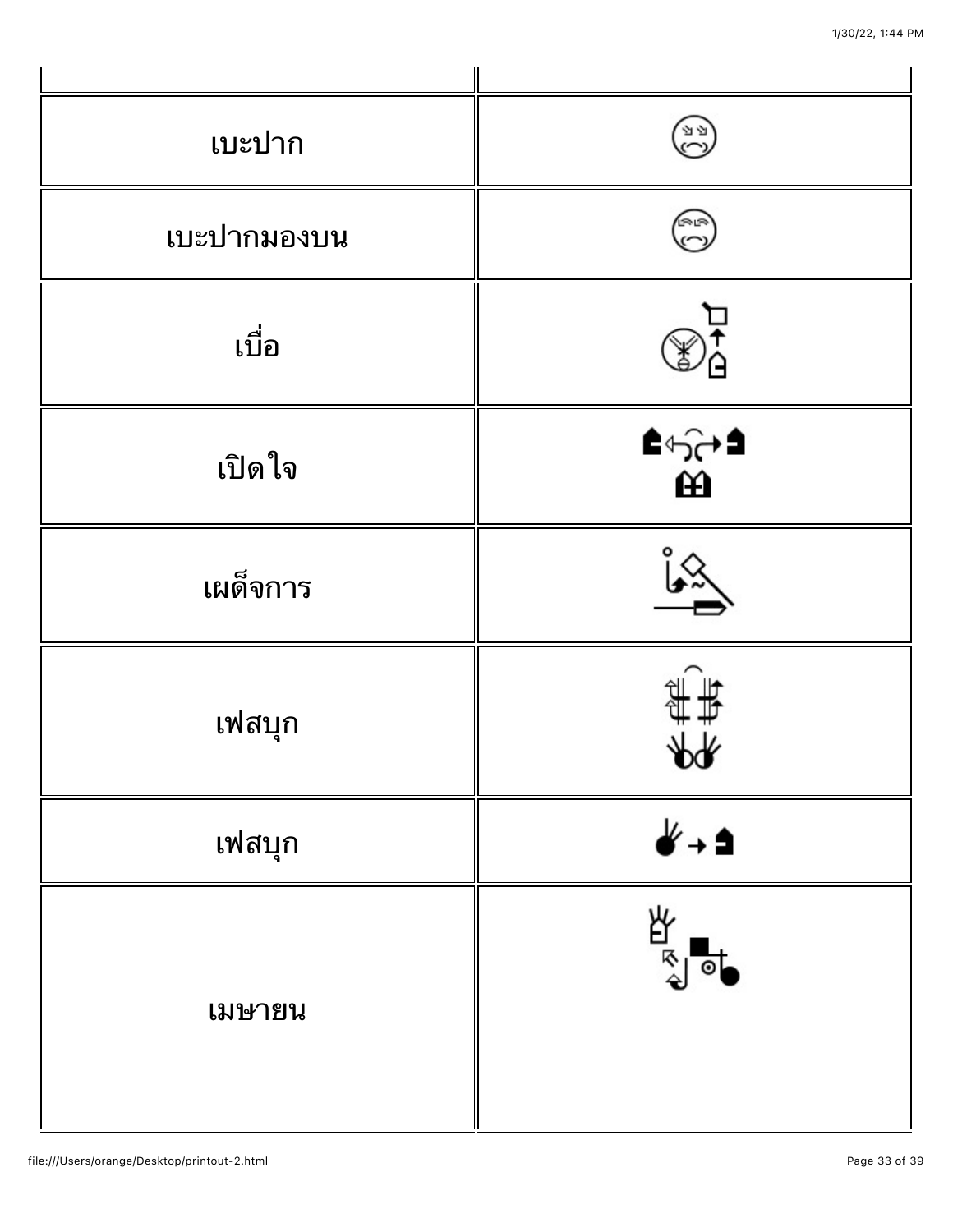| | |
|---|---|
| เบะปาก | |
| เบะปากมองบน | |
| เบื่อ | |
| เปิดใจ | |
| เผด็จการ | |
| เฟสบุก | |
| เฟสบุก | |
| เมษายน | |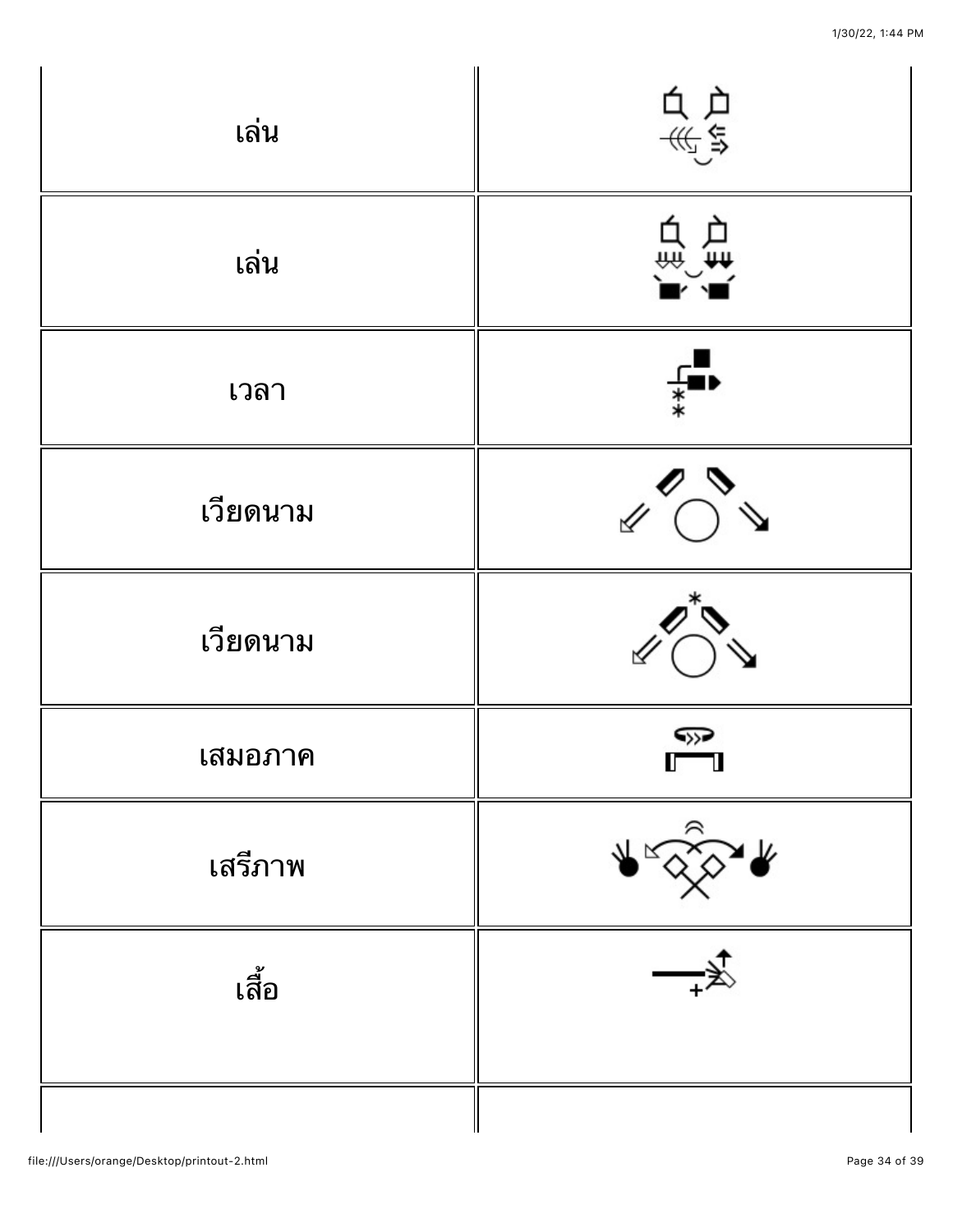| | |
|---|---|
| เล่น | |
| เล่น | |
| เวลา | |
| เวียดนาม | |
| เวียดนาม | |
| เสมอภาค | |
| เสรีภาพ | |
| เสื้อ | |
| | |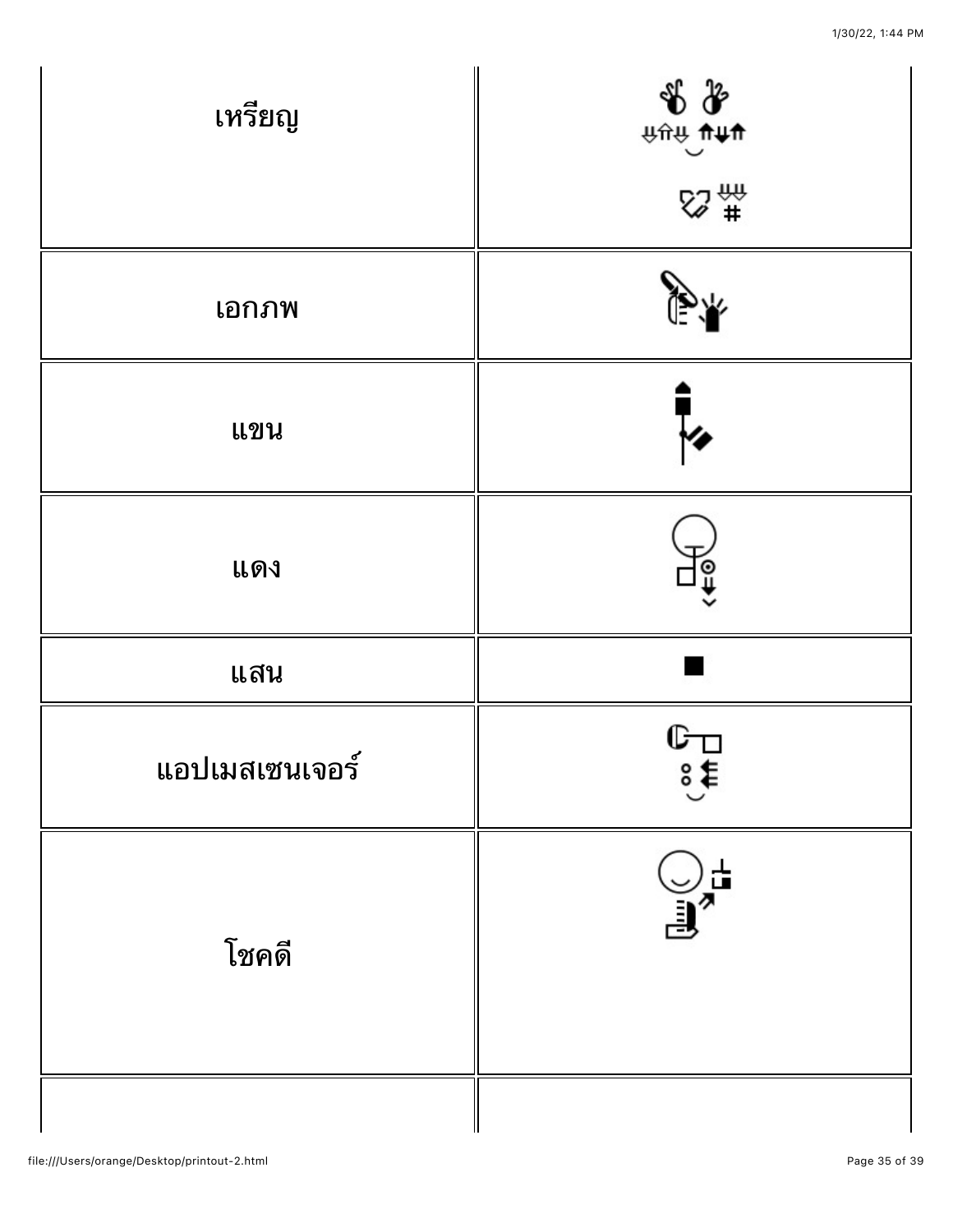| | |
|---|---|
| เหรียญ | |
| เอกภพ | |
| แขน | |
| แดง | |
| แสน | ■ |
| แอปเมสเซนเจอร์ | |
| โชคดี | |
| | |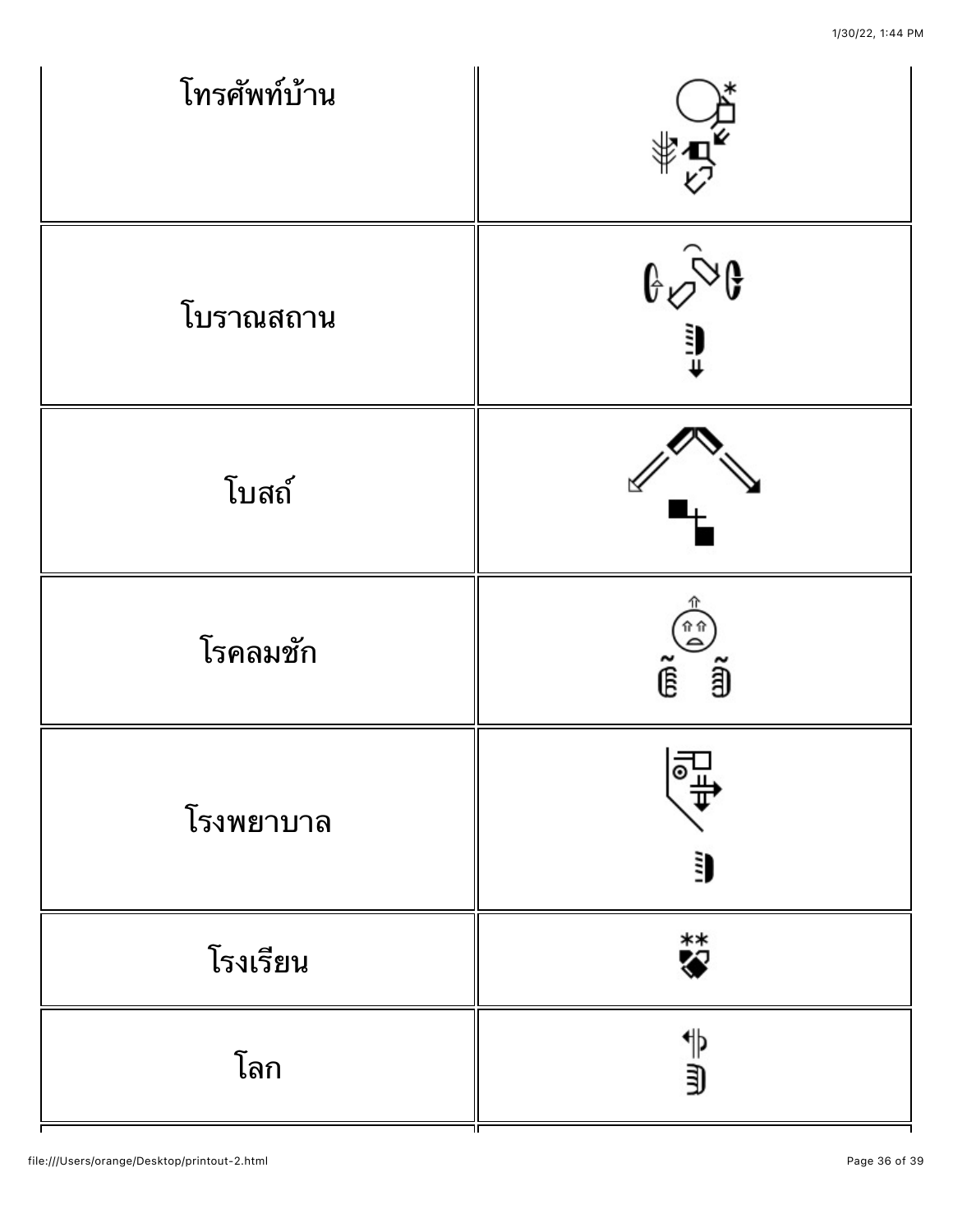| | |
|---|---|
| โทรศัพท์บ้าน | |
| โบราณสถาน | |
| โบสถ์ | |
| โรคลมชัก | |
| โรงพยาบาล | |
| โรงเรียน | |
| โลก | |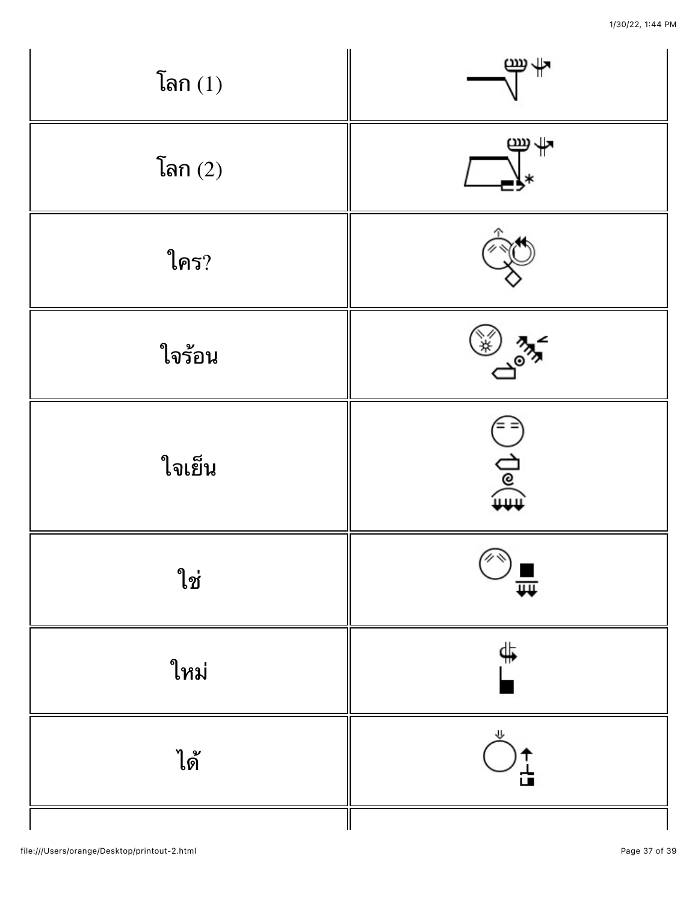| | |
|---|---|
| โลก (1) | |
| โลก (2) | |
| ใคร? | |
| ใจร้อน | |
| ใจเย็น | |
| ใช่ | |
| ใหม่ | |
| ได้ | |
| | |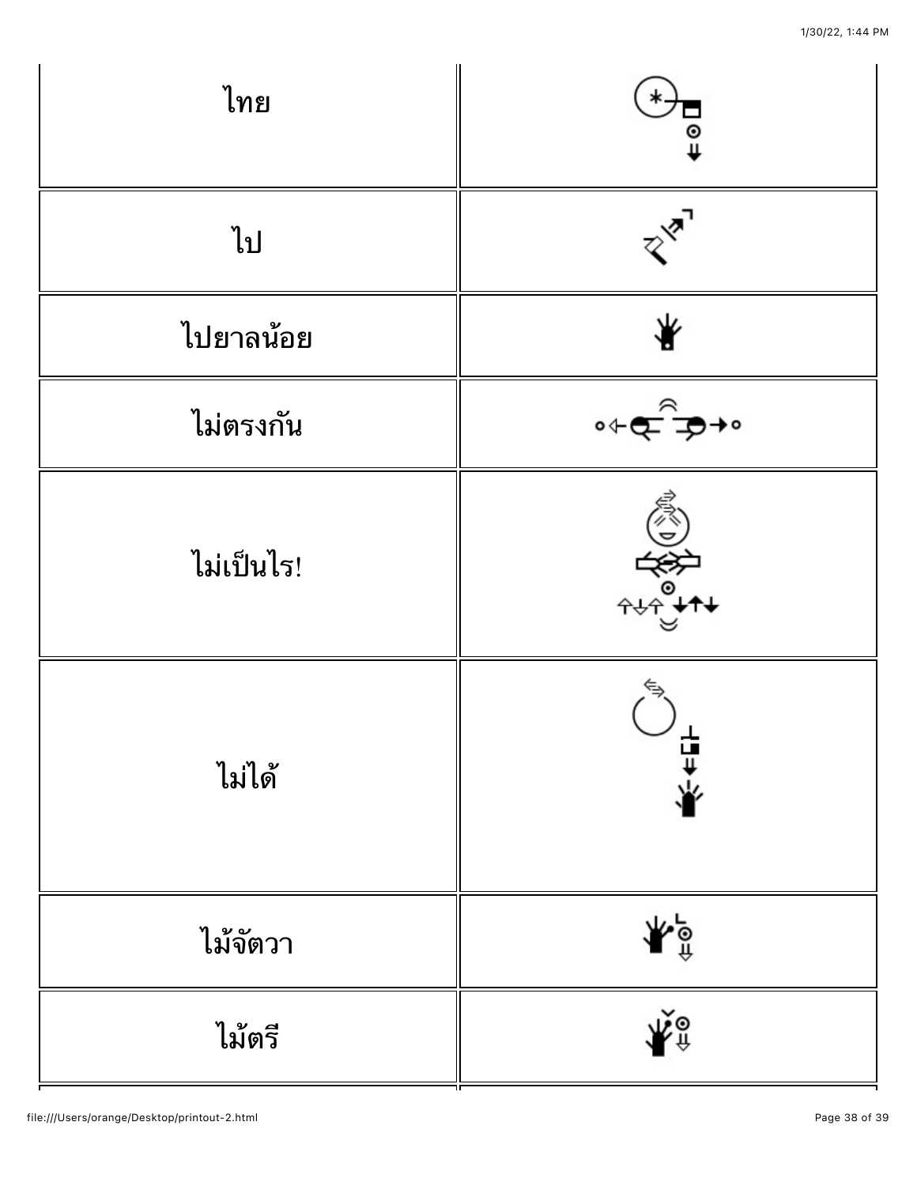| | |
|---|---|
| ไทย | |
| ไป | |
| ไปยาลน้อย | |
| ไม่ตรงกัน | |
| ไม่เป็นไร! | |
| ไม่ได้ | |
| ไม้จัตวา | |
| ไม้ตรี | |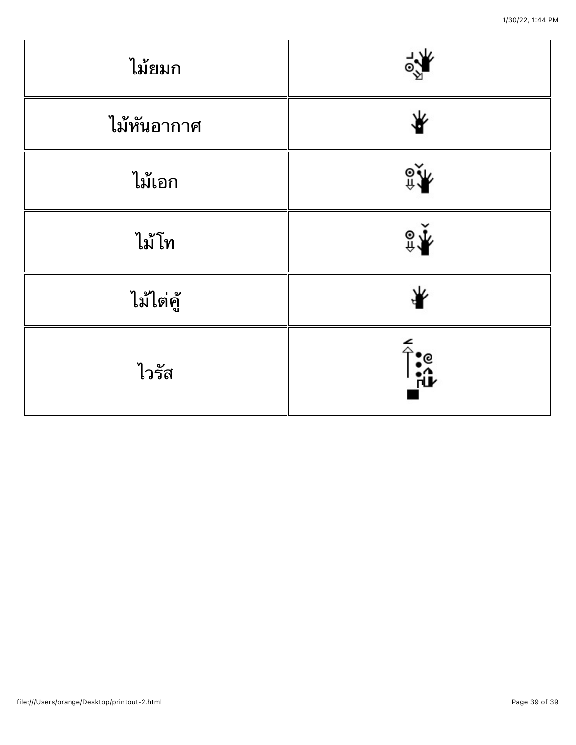| | |
|---|---|
| ไม้ยมก | |
| ไม้หันอากาศ | |
| ไม้เอก | |
| ไม้โท | |
| ไม้ไต่คู้ | |
| ไวรัส | |